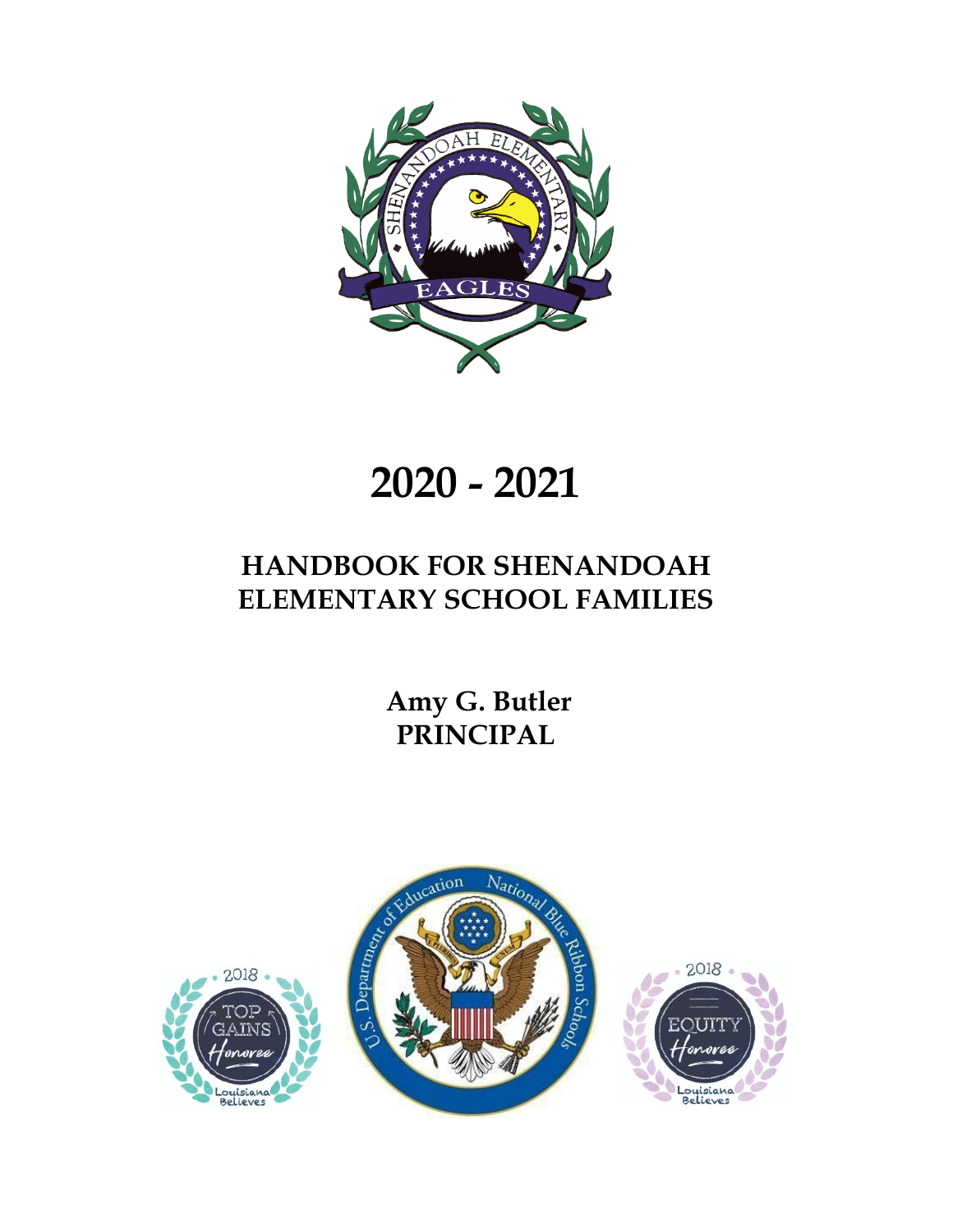# 2020 - 2021

## HANDBOOK FOR SHENANDOAH ELEMENTARY SCHOOL FAMILIES

**Amy G. Butler**
**PRINCIPAL**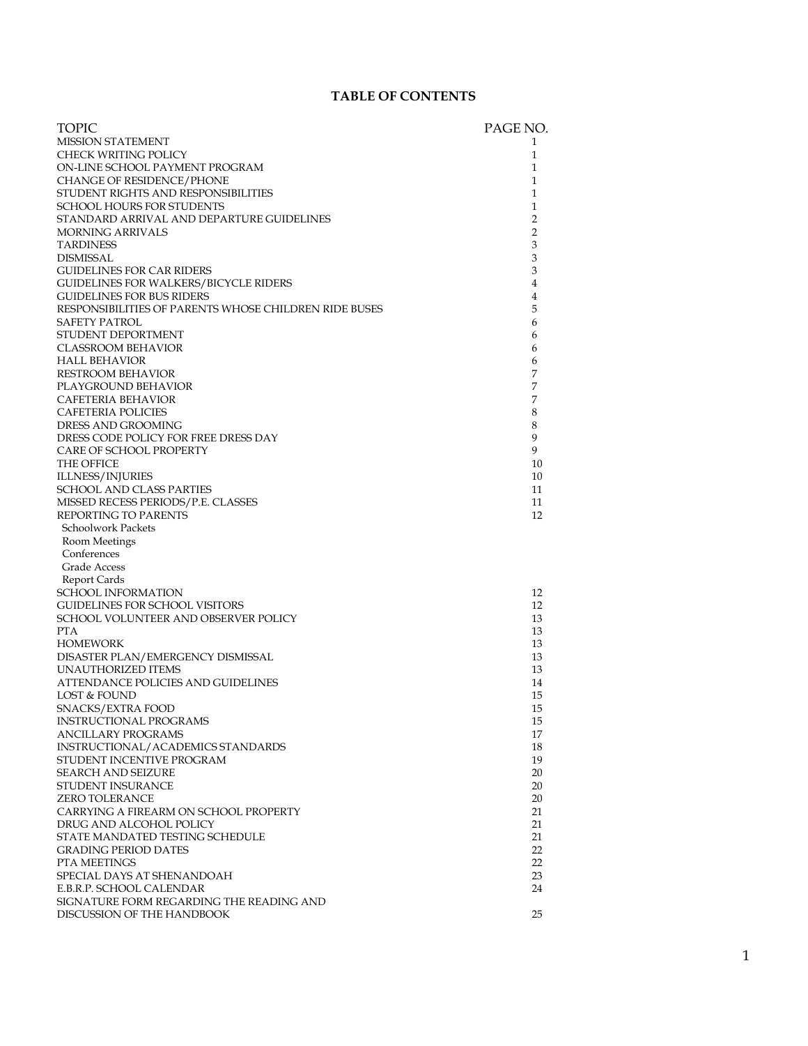# TABLE OF CONTENTS

| TOPIC | PAGE NO. |
|---|---|
| MISSION STATEMENT | 1 |
| CHECK WRITING POLICY | 1 |
| ON-LINE SCHOOL PAYMENT PROGRAM | 1 |
| CHANGE OF RESIDENCE/PHONE | 1 |
| STUDENT RIGHTS AND RESPONSIBILITIES | 1 |
| SCHOOL HOURS FOR STUDENTS | 1 |
| STANDARD ARRIVAL AND DEPARTURE GUIDELINES | 2 |
| MORNING ARRIVALS | 2 |
| TARDINESS | 3 |
| DISMISSAL | 3 |
| GUIDELINES FOR CAR RIDERS | 3 |
| GUIDELINES FOR WALKERS/BICYCLE RIDERS | 4 |
| GUIDELINES FOR BUS RIDERS | 4 |
| RESPONSIBILITIES OF PARENTS WHOSE CHILDREN RIDE BUSES | 5 |
| SAFETY PATROL | 6 |
| STUDENT DEPORTMENT | 6 |
| CLASSROOM BEHAVIOR | 6 |
| HALL BEHAVIOR | 6 |
| RESTROOM BEHAVIOR | 7 |
| PLAYGROUND BEHAVIOR | 7 |
| CAFETERIA BEHAVIOR | 7 |
| CAFETERIA POLICIES | 8 |
| DRESS AND GROOMING | 8 |
| DRESS CODE POLICY FOR FREE DRESS DAY | 9 |
| CARE OF SCHOOL PROPERTY | 9 |
| THE OFFICE | 10 |
| ILLNESS/INJURIES | 10 |
| SCHOOL AND CLASS PARTIES | 11 |
| MISSED RECESS PERIODS/P.E. CLASSES | 11 |
| REPORTING TO PARENTS | 12 |
| Schoolwork Packets | |
| Room Meetings | |
| Conferences | |
| Grade Access | |
| Report Cards | |
| SCHOOL INFORMATION | 12 |
| GUIDELINES FOR SCHOOL VISITORS | 12 |
| SCHOOL VOLUNTEER AND OBSERVER POLICY | 13 |
| PTA | 13 |
| HOMEWORK | 13 |
| DISASTER PLAN/EMERGENCY DISMISSAL | 13 |
| UNAUTHORIZED ITEMS | 13 |
| ATTENDANCE POLICIES AND GUIDELINES | 14 |
| LOST & FOUND | 15 |
| SNACKS/EXTRA FOOD | 15 |
| INSTRUCTIONAL PROGRAMS | 15 |
| ANCILLARY PROGRAMS | 17 |
| INSTRUCTIONAL/ACADEMICS STANDARDS | 18 |
| STUDENT INCENTIVE PROGRAM | 19 |
| SEARCH AND SEIZURE | 20 |
| STUDENT INSURANCE | 20 |
| ZERO TOLERANCE | 20 |
| CARRYING A FIREARM ON SCHOOL PROPERTY | 21 |
| DRUG AND ALCOHOL POLICY | 21 |
| STATE MANDATED TESTING SCHEDULE | 21 |
| GRADING PERIOD DATES | 22 |
| PTA MEETINGS | 22 |
| SPECIAL DAYS AT SHENANDOAH | 23 |
| E.B.R.P. SCHOOL CALENDAR | 24 |
| SIGNATURE FORM REGARDING THE READING AND DISCUSSION OF THE HANDBOOK | 25 |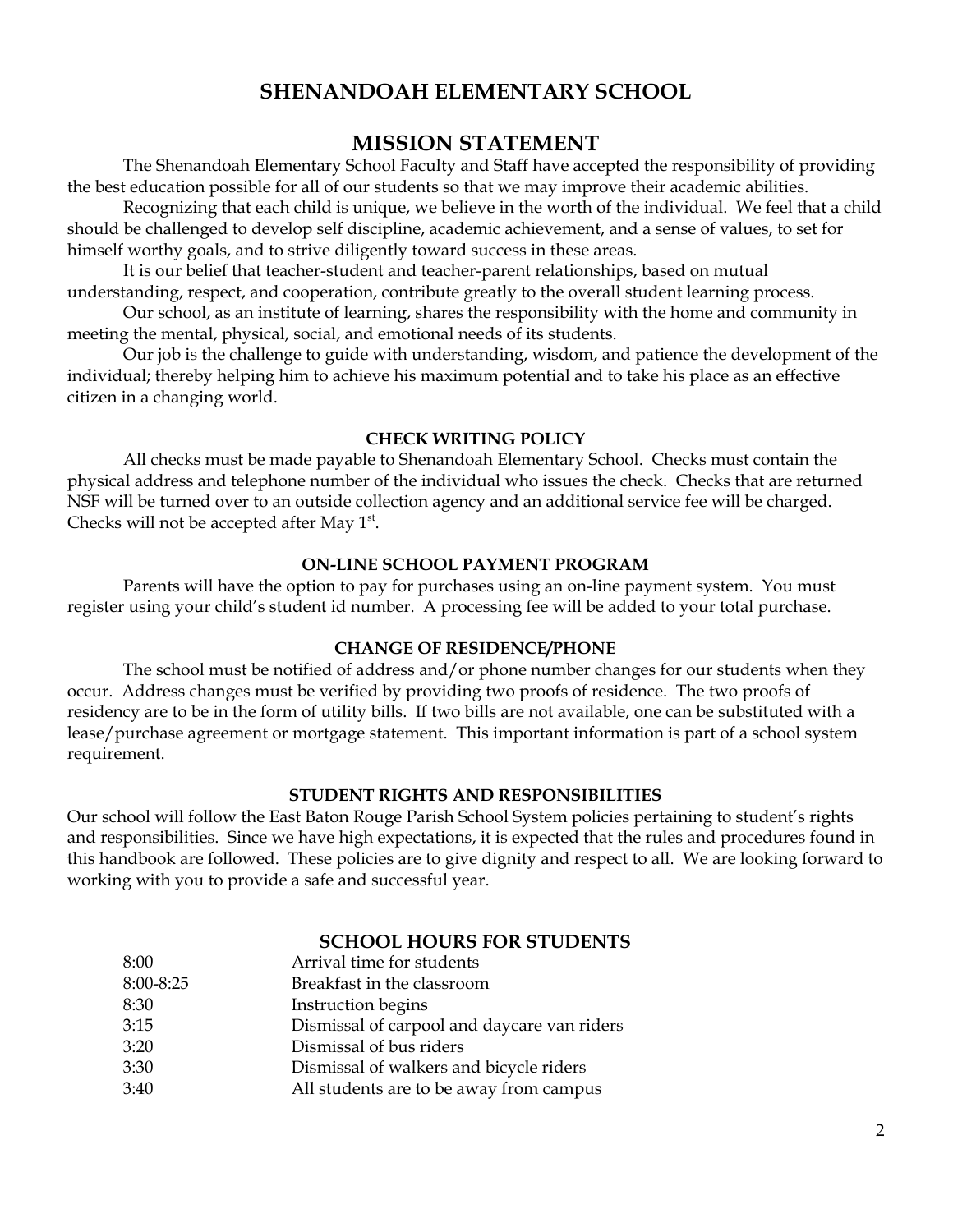# SHENANDOAH ELEMENTARY SCHOOL

## MISSION STATEMENT

The Shenandoah Elementary School Faculty and Staff have accepted the responsibility of providing the best education possible for all of our students so that we may improve their academic abilities.

Recognizing that each child is unique, we believe in the worth of the individual. We feel that a child should be challenged to develop self discipline, academic achievement, and a sense of values, to set for himself worthy goals, and to strive diligently toward success in these areas.

It is our belief that teacher-student and teacher-parent relationships, based on mutual understanding, respect, and cooperation, contribute greatly to the overall student learning process.

Our school, as an institute of learning, shares the responsibility with the home and community in meeting the mental, physical, social, and emotional needs of its students.

Our job is the challenge to guide with understanding, wisdom, and patience the development of the individual; thereby helping him to achieve his maximum potential and to take his place as an effective citizen in a changing world.

### CHECK WRITING POLICY

All checks must be made payable to Shenandoah Elementary School. Checks must contain the physical address and telephone number of the individual who issues the check. Checks that are returned NSF will be turned over to an outside collection agency and an additional service fee will be charged. Checks will not be accepted after May 1st.

### ON-LINE SCHOOL PAYMENT PROGRAM

Parents will have the option to pay for purchases using an on-line payment system. You must register using your child's student id number. A processing fee will be added to your total purchase.

### CHANGE OF RESIDENCE/PHONE

The school must be notified of address and/or phone number changes for our students when they occur. Address changes must be verified by providing two proofs of residence. The two proofs of residency are to be in the form of utility bills. If two bills are not available, one can be substituted with a lease/purchase agreement or mortgage statement. This important information is part of a school system requirement.

### STUDENT RIGHTS AND RESPONSIBILITIES

Our school will follow the East Baton Rouge Parish School System policies pertaining to student's rights and responsibilities. Since we have high expectations, it is expected that the rules and procedures found in this handbook are followed. These policies are to give dignity and respect to all. We are looking forward to working with you to provide a safe and successful year.

## SCHOOL HOURS FOR STUDENTS

| | |
|---|---|
| 8:00 | Arrival time for students |
| 8:00-8:25 | Breakfast in the classroom |
| 8:30 | Instruction begins |
| 3:15 | Dismissal of carpool and daycare van riders |
| 3:20 | Dismissal of bus riders |
| 3:30 | Dismissal of walkers and bicycle riders |
| 3:40 | All students are to be away from campus |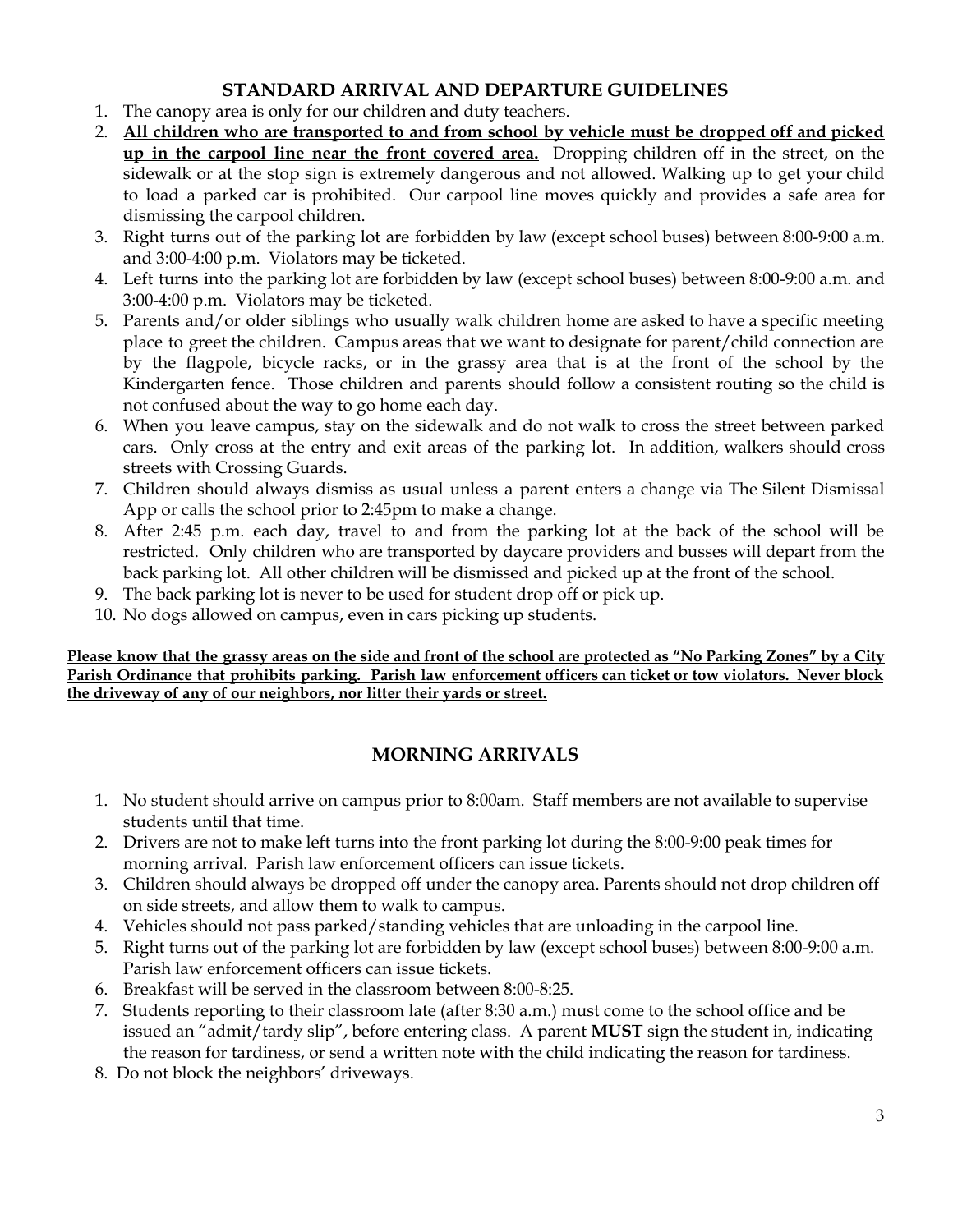## STANDARD ARRIVAL AND DEPARTURE GUIDELINES

1. The canopy area is only for our children and duty teachers.
2. **All children who are transported to and from school by vehicle must be dropped off and picked up in the carpool line near the front covered area.** Dropping children off in the street, on the sidewalk or at the stop sign is extremely dangerous and not allowed. Walking up to get your child to load a parked car is prohibited. Our carpool line moves quickly and provides a safe area for dismissing the carpool children.
3. Right turns out of the parking lot are forbidden by law (except school buses) between 8:00-9:00 a.m. and 3:00-4:00 p.m. Violators may be ticketed.
4. Left turns into the parking lot are forbidden by law (except school buses) between 8:00-9:00 a.m. and 3:00-4:00 p.m. Violators may be ticketed.
5. Parents and/or older siblings who usually walk children home are asked to have a specific meeting place to greet the children. Campus areas that we want to designate for parent/child connection are by the flagpole, bicycle racks, or in the grassy area that is at the front of the school by the Kindergarten fence. Those children and parents should follow a consistent routing so the child is not confused about the way to go home each day.
6. When you leave campus, stay on the sidewalk and do not walk to cross the street between parked cars. Only cross at the entry and exit areas of the parking lot. In addition, walkers should cross streets with Crossing Guards.
7. Children should always dismiss as usual unless a parent enters a change via The Silent Dismissal App or calls the school prior to 2:45pm to make a change.
8. After 2:45 p.m. each day, travel to and from the parking lot at the back of the school will be restricted. Only children who are transported by daycare providers and busses will depart from the back parking lot. All other children will be dismissed and picked up at the front of the school.
9. The back parking lot is never to be used for student drop off or pick up.
10. No dogs allowed on campus, even in cars picking up students.

**Please know that the grassy areas on the side and front of the school are protected as "No Parking Zones" by a City Parish Ordinance that prohibits parking. Parish law enforcement officers can ticket or tow violators. Never block the driveway of any of our neighbors, nor litter their yards or street.**

## MORNING ARRIVALS

1. No student should arrive on campus prior to 8:00am. Staff members are not available to supervise students until that time.
2. Drivers are not to make left turns into the front parking lot during the 8:00-9:00 peak times for morning arrival. Parish law enforcement officers can issue tickets.
3. Children should always be dropped off under the canopy area. Parents should not drop children off on side streets, and allow them to walk to campus.
4. Vehicles should not pass parked/standing vehicles that are unloading in the carpool line.
5. Right turns out of the parking lot are forbidden by law (except school buses) between 8:00-9:00 a.m. Parish law enforcement officers can issue tickets.
6. Breakfast will be served in the classroom between 8:00-8:25.
7. Students reporting to their classroom late (after 8:30 a.m.) must come to the school office and be issued an "admit/tardy slip", before entering class. A parent **MUST** sign the student in, indicating the reason for tardiness, or send a written note with the child indicating the reason for tardiness.
8. Do not block the neighbors' driveways.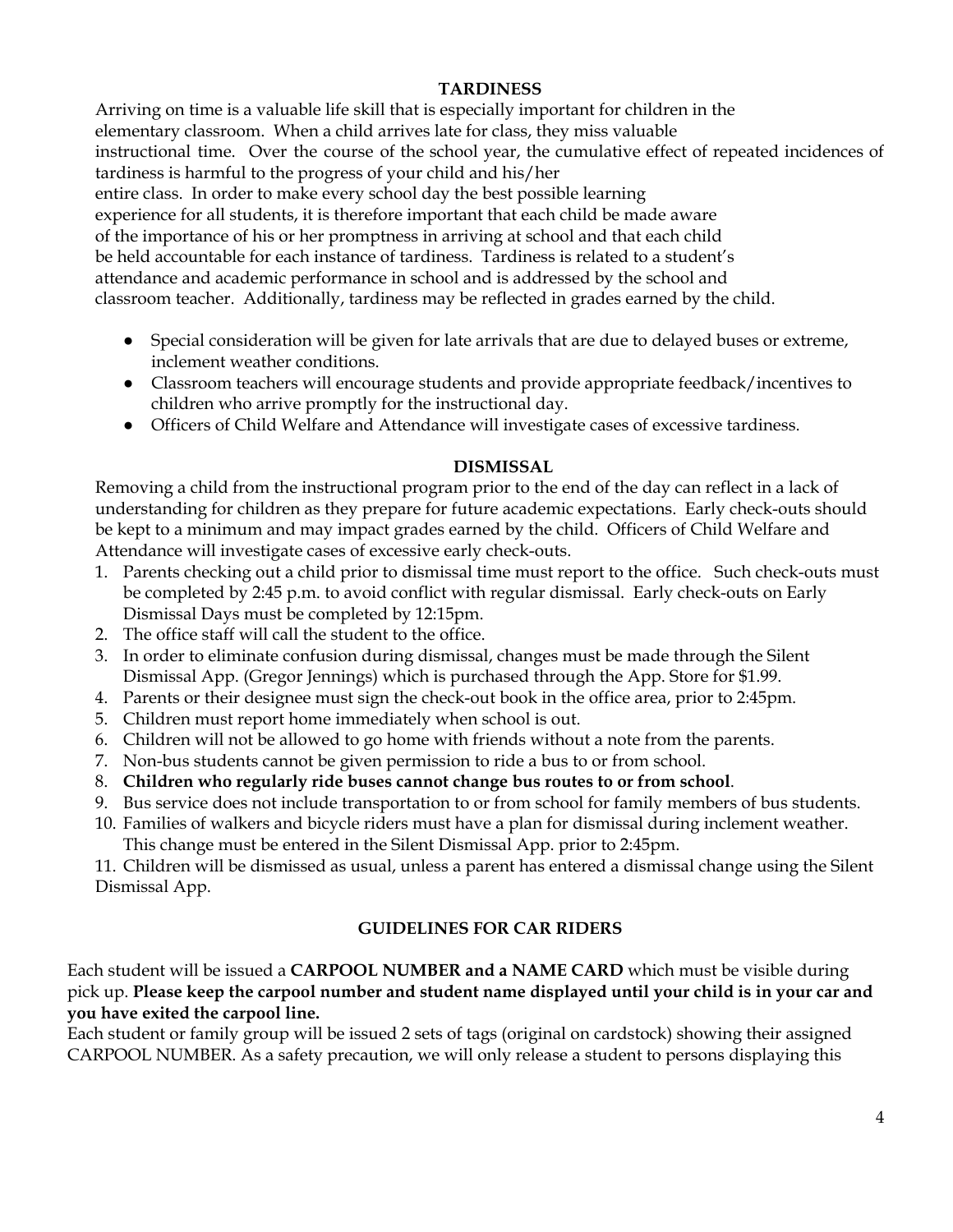## TARDINESS

Arriving on time is a valuable life skill that is especially important for children in the elementary classroom. When a child arrives late for class, they miss valuable instructional time. Over the course of the school year, the cumulative effect of repeated incidences of tardiness is harmful to the progress of your child and his/her entire class. In order to make every school day the best possible learning experience for all students, it is therefore important that each child be made aware of the importance of his or her promptness in arriving at school and that each child be held accountable for each instance of tardiness. Tardiness is related to a student's attendance and academic performance in school and is addressed by the school and classroom teacher. Additionally, tardiness may be reflected in grades earned by the child.

- Special consideration will be given for late arrivals that are due to delayed buses or extreme, inclement weather conditions.
- Classroom teachers will encourage students and provide appropriate feedback/incentives to children who arrive promptly for the instructional day.
- Officers of Child Welfare and Attendance will investigate cases of excessive tardiness.

## DISMISSAL

Removing a child from the instructional program prior to the end of the day can reflect in a lack of understanding for children as they prepare for future academic expectations. Early check-outs should be kept to a minimum and may impact grades earned by the child. Officers of Child Welfare and Attendance will investigate cases of excessive early check-outs.

1. Parents checking out a child prior to dismissal time must report to the office. Such check-outs must be completed by 2:45 p.m. to avoid conflict with regular dismissal. Early check-outs on Early Dismissal Days must be completed by 12:15pm.
2. The office staff will call the student to the office.
3. In order to eliminate confusion during dismissal, changes must be made through the Silent Dismissal App. (Gregor Jennings) which is purchased through the App. Store for $1.99.
4. Parents or their designee must sign the check-out book in the office area, prior to 2:45pm.
5. Children must report home immediately when school is out.
6. Children will not be allowed to go home with friends without a note from the parents.
7. Non-bus students cannot be given permission to ride a bus to or from school.
8. **Children who regularly ride buses cannot change bus routes to or from school**.
9. Bus service does not include transportation to or from school for family members of bus students.
10. Families of walkers and bicycle riders must have a plan for dismissal during inclement weather. This change must be entered in the Silent Dismissal App. prior to 2:45pm.
11. Children will be dismissed as usual, unless a parent has entered a dismissal change using the Silent Dismissal App.

## GUIDELINES FOR CAR RIDERS

Each student will be issued a **CARPOOL NUMBER and a NAME CARD** which must be visible during pick up. **Please keep the carpool number and student name displayed until your child is in your car and you have exited the carpool line.**

Each student or family group will be issued 2 sets of tags (original on cardstock) showing their assigned CARPOOL NUMBER. As a safety precaution, we will only release a student to persons displaying this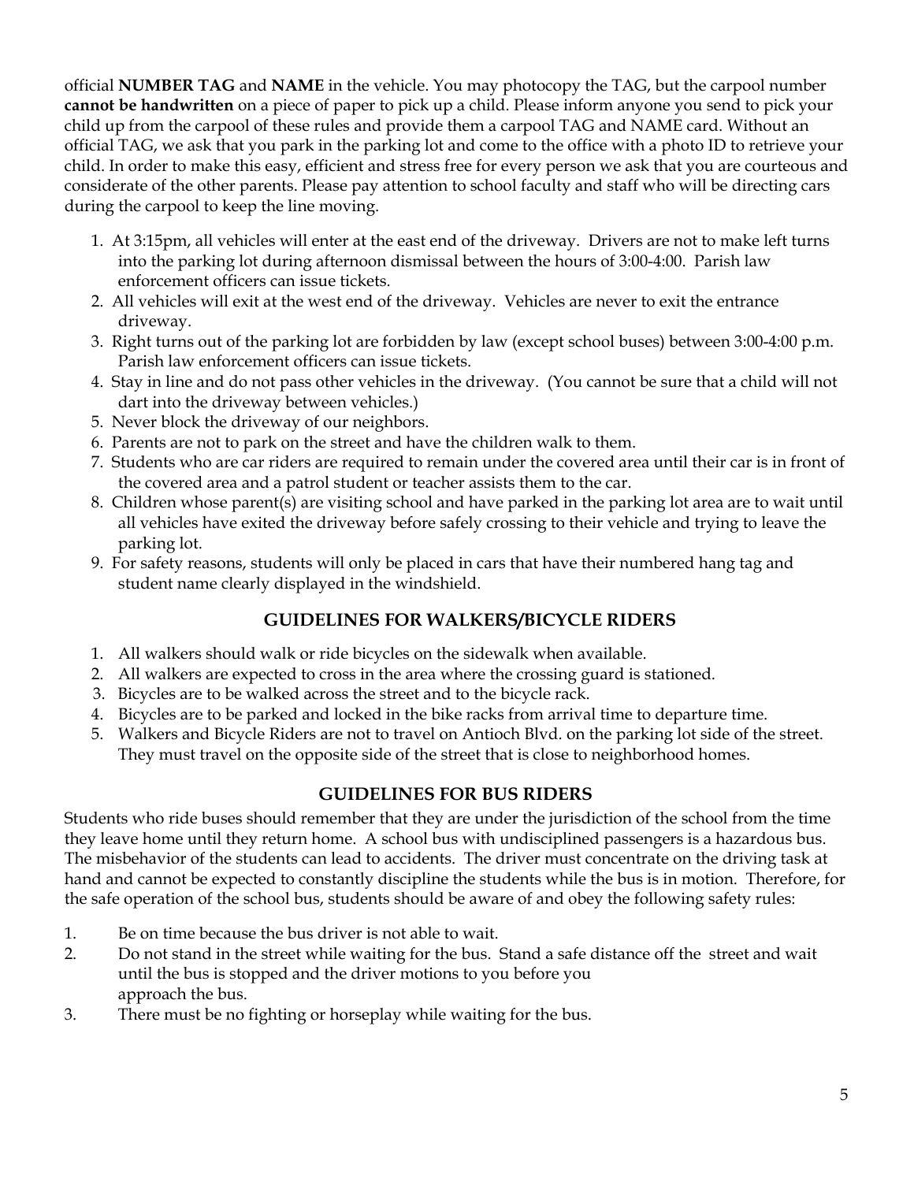official **NUMBER TAG** and **NAME** in the vehicle. You may photocopy the TAG, but the carpool number **cannot be handwritten** on a piece of paper to pick up a child. Please inform anyone you send to pick your child up from the carpool of these rules and provide them a carpool TAG and NAME card. Without an official TAG, we ask that you park in the parking lot and come to the office with a photo ID to retrieve your child. In order to make this easy, efficient and stress free for every person we ask that you are courteous and considerate of the other parents. Please pay attention to school faculty and staff who will be directing cars during the carpool to keep the line moving.

1. At 3:15pm, all vehicles will enter at the east end of the driveway. Drivers are not to make left turns into the parking lot during afternoon dismissal between the hours of 3:00-4:00. Parish law enforcement officers can issue tickets.
2. All vehicles will exit at the west end of the driveway. Vehicles are never to exit the entrance driveway.
3. Right turns out of the parking lot are forbidden by law (except school buses) between 3:00-4:00 p.m. Parish law enforcement officers can issue tickets.
4. Stay in line and do not pass other vehicles in the driveway. (You cannot be sure that a child will not dart into the driveway between vehicles.)
5. Never block the driveway of our neighbors.
6. Parents are not to park on the street and have the children walk to them.
7. Students who are car riders are required to remain under the covered area until their car is in front of the covered area and a patrol student or teacher assists them to the car.
8. Children whose parent(s) are visiting school and have parked in the parking lot area are to wait until all vehicles have exited the driveway before safely crossing to their vehicle and trying to leave the parking lot.
9. For safety reasons, students will only be placed in cars that have their numbered hang tag and student name clearly displayed in the windshield.

## GUIDELINES FOR WALKERS/BICYCLE RIDERS

1. All walkers should walk or ride bicycles on the sidewalk when available.
2. All walkers are expected to cross in the area where the crossing guard is stationed.
3. Bicycles are to be walked across the street and to the bicycle rack.
4. Bicycles are to be parked and locked in the bike racks from arrival time to departure time.
5. Walkers and Bicycle Riders are not to travel on Antioch Blvd. on the parking lot side of the street. They must travel on the opposite side of the street that is close to neighborhood homes.

## GUIDELINES FOR BUS RIDERS

Students who ride buses should remember that they are under the jurisdiction of the school from the time they leave home until they return home. A school bus with undisciplined passengers is a hazardous bus. The misbehavior of the students can lead to accidents. The driver must concentrate on the driving task at hand and cannot be expected to constantly discipline the students while the bus is in motion. Therefore, for the safe operation of the school bus, students should be aware of and obey the following safety rules:

1. Be on time because the bus driver is not able to wait.
2. Do not stand in the street while waiting for the bus. Stand a safe distance off the street and wait until the bus is stopped and the driver motions to you before you approach the bus.
3. There must be no fighting or horseplay while waiting for the bus.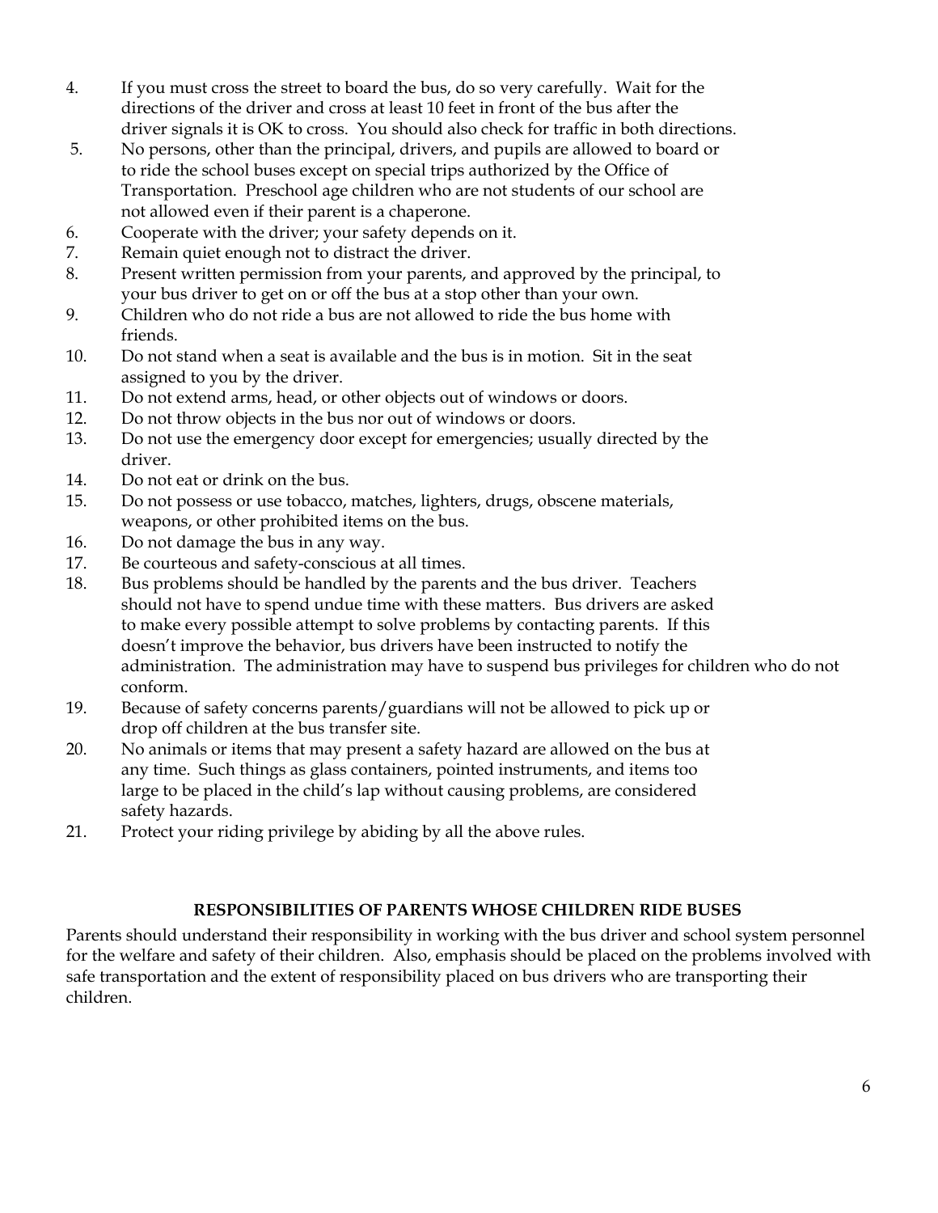4. If you must cross the street to board the bus, do so very carefully. Wait for the directions of the driver and cross at least 10 feet in front of the bus after the driver signals it is OK to cross. You should also check for traffic in both directions.
5. No persons, other than the principal, drivers, and pupils are allowed to board or to ride the school buses except on special trips authorized by the Office of Transportation. Preschool age children who are not students of our school are not allowed even if their parent is a chaperone.
6. Cooperate with the driver; your safety depends on it.
7. Remain quiet enough not to distract the driver.
8. Present written permission from your parents, and approved by the principal, to your bus driver to get on or off the bus at a stop other than your own.
9. Children who do not ride a bus are not allowed to ride the bus home with friends.
10. Do not stand when a seat is available and the bus is in motion. Sit in the seat assigned to you by the driver.
11. Do not extend arms, head, or other objects out of windows or doors.
12. Do not throw objects in the bus nor out of windows or doors.
13. Do not use the emergency door except for emergencies; usually directed by the driver.
14. Do not eat or drink on the bus.
15. Do not possess or use tobacco, matches, lighters, drugs, obscene materials, weapons, or other prohibited items on the bus.
16. Do not damage the bus in any way.
17. Be courteous and safety-conscious at all times.
18. Bus problems should be handled by the parents and the bus driver. Teachers should not have to spend undue time with these matters. Bus drivers are asked to make every possible attempt to solve problems by contacting parents. If this doesn't improve the behavior, bus drivers have been instructed to notify the administration. The administration may have to suspend bus privileges for children who do not conform.
19. Because of safety concerns parents/guardians will not be allowed to pick up or drop off children at the bus transfer site.
20. No animals or items that may present a safety hazard are allowed on the bus at any time. Such things as glass containers, pointed instruments, and items too large to be placed in the child's lap without causing problems, are considered safety hazards.
21. Protect your riding privilege by abiding by all the above rules.

## RESPONSIBILITIES OF PARENTS WHOSE CHILDREN RIDE BUSES

Parents should understand their responsibility in working with the bus driver and school system personnel for the welfare and safety of their children. Also, emphasis should be placed on the problems involved with safe transportation and the extent of responsibility placed on bus drivers who are transporting their children.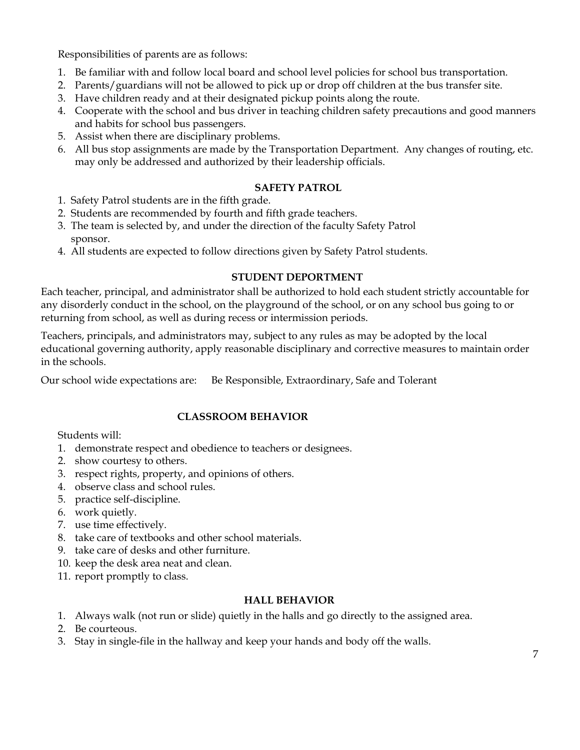Responsibilities of parents are as follows:

1. Be familiar with and follow local board and school level policies for school bus transportation.
2. Parents/guardians will not be allowed to pick up or drop off children at the bus transfer site.
3. Have children ready and at their designated pickup points along the route.
4. Cooperate with the school and bus driver in teaching children safety precautions and good manners and habits for school bus passengers.
5. Assist when there are disciplinary problems.
6. All bus stop assignments are made by the Transportation Department. Any changes of routing, etc. may only be addressed and authorized by their leadership officials.

## SAFETY PATROL

1. Safety Patrol students are in the fifth grade.
2. Students are recommended by fourth and fifth grade teachers.
3. The team is selected by, and under the direction of the faculty Safety Patrol sponsor.
4. All students are expected to follow directions given by Safety Patrol students.

## STUDENT DEPORTMENT

Each teacher, principal, and administrator shall be authorized to hold each student strictly accountable for any disorderly conduct in the school, on the playground of the school, or on any school bus going to or returning from school, as well as during recess or intermission periods.

Teachers, principals, and administrators may, subject to any rules as may be adopted by the local educational governing authority, apply reasonable disciplinary and corrective measures to maintain order in the schools.

Our school wide expectations are: Be Responsible, Extraordinary, Safe and Tolerant

## CLASSROOM BEHAVIOR

Students will:

1. demonstrate respect and obedience to teachers or designees.
2. show courtesy to others.
3. respect rights, property, and opinions of others.
4. observe class and school rules.
5. practice self-discipline.
6. work quietly.
7. use time effectively.
8. take care of textbooks and other school materials.
9. take care of desks and other furniture.
10. keep the desk area neat and clean.
11. report promptly to class.

## HALL BEHAVIOR

1. Always walk (not run or slide) quietly in the halls and go directly to the assigned area.
2. Be courteous.
3. Stay in single-file in the hallway and keep your hands and body off the walls.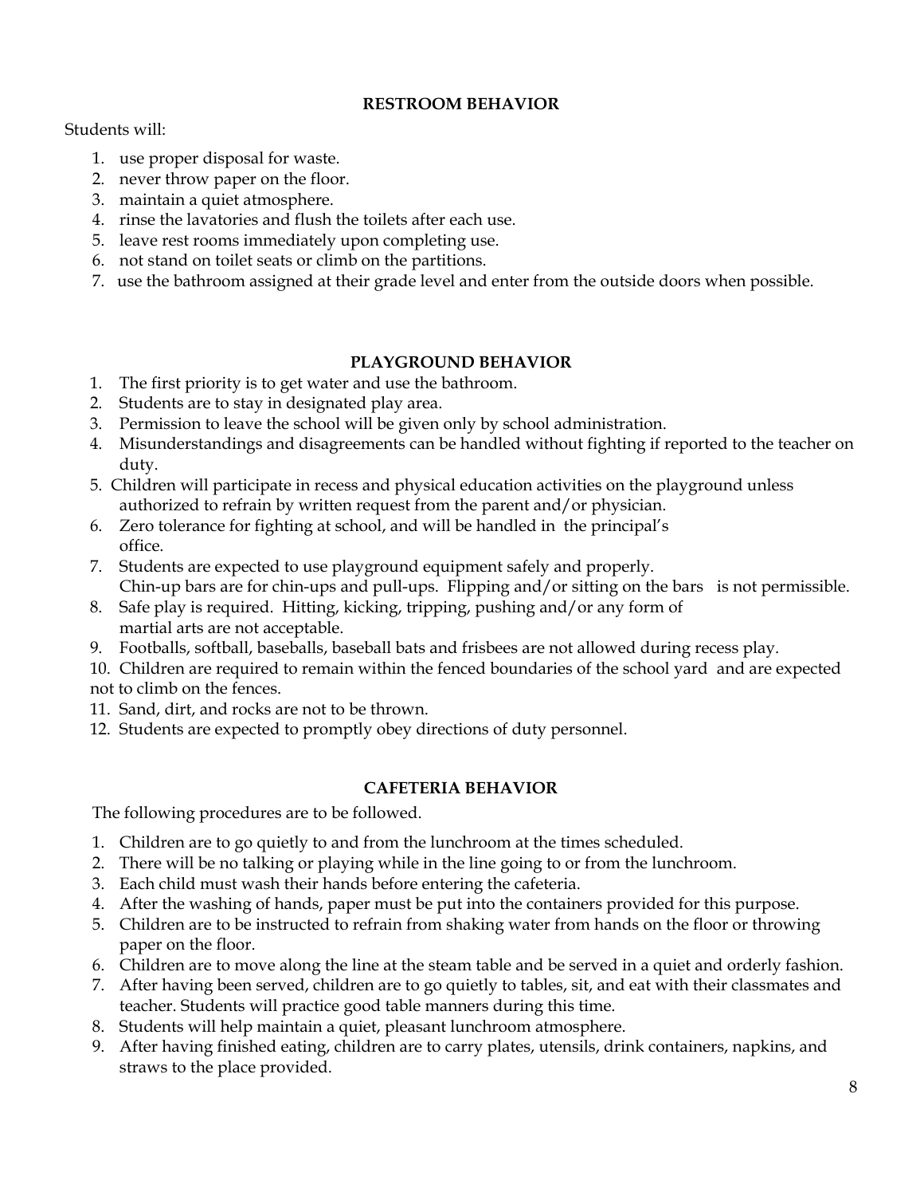## RESTROOM BEHAVIOR

Students will:

1. use proper disposal for waste.
2. never throw paper on the floor.
3. maintain a quiet atmosphere.
4. rinse the lavatories and flush the toilets after each use.
5. leave rest rooms immediately upon completing use.
6. not stand on toilet seats or climb on the partitions.
7. use the bathroom assigned at their grade level and enter from the outside doors when possible.

## PLAYGROUND BEHAVIOR

1. The first priority is to get water and use the bathroom.
2. Students are to stay in designated play area.
3. Permission to leave the school will be given only by school administration.
4. Misunderstandings and disagreements can be handled without fighting if reported to the teacher on duty.
5. Children will participate in recess and physical education activities on the playground unless authorized to refrain by written request from the parent and/or physician.
6. Zero tolerance for fighting at school, and will be handled in the principal's office.
7. Students are expected to use playground equipment safely and properly. Chin-up bars are for chin-ups and pull-ups. Flipping and/or sitting on the bars is not permissible.
8. Safe play is required. Hitting, kicking, tripping, pushing and/or any form of martial arts are not acceptable.
9. Footballs, softball, baseballs, baseball bats and frisbees are not allowed during recess play.
10. Children are required to remain within the fenced boundaries of the school yard and are expected not to climb on the fences.
11. Sand, dirt, and rocks are not to be thrown.
12. Students are expected to promptly obey directions of duty personnel.

## CAFETERIA BEHAVIOR

The following procedures are to be followed.

1. Children are to go quietly to and from the lunchroom at the times scheduled.
2. There will be no talking or playing while in the line going to or from the lunchroom.
3. Each child must wash their hands before entering the cafeteria.
4. After the washing of hands, paper must be put into the containers provided for this purpose.
5. Children are to be instructed to refrain from shaking water from hands on the floor or throwing paper on the floor.
6. Children are to move along the line at the steam table and be served in a quiet and orderly fashion.
7. After having been served, children are to go quietly to tables, sit, and eat with their classmates and teacher. Students will practice good table manners during this time.
8. Students will help maintain a quiet, pleasant lunchroom atmosphere.
9. After having finished eating, children are to carry plates, utensils, drink containers, napkins, and straws to the place provided.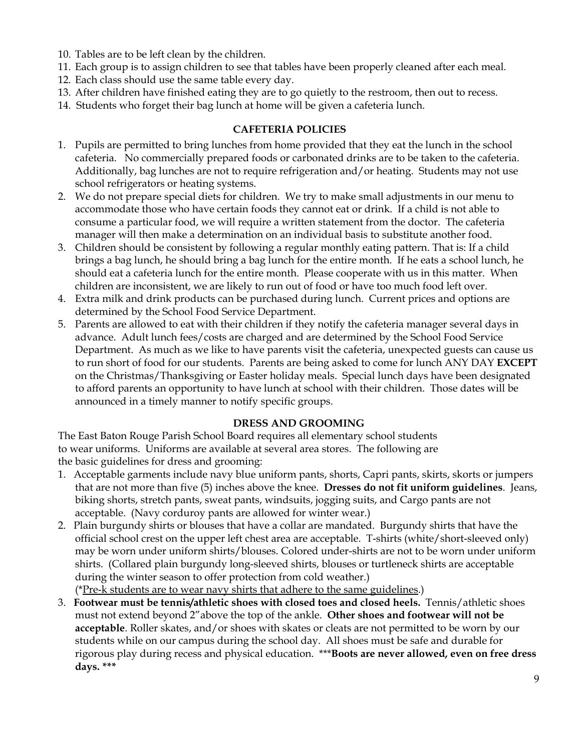10. Tables are to be left clean by the children.
11. Each group is to assign children to see that tables have been properly cleaned after each meal.
12. Each class should use the same table every day.
13. After children have finished eating they are to go quietly to the restroom, then out to recess.
14. Students who forget their bag lunch at home will be given a cafeteria lunch.

## CAFETERIA POLICIES

1. Pupils are permitted to bring lunches from home provided that they eat the lunch in the school cafeteria. No commercially prepared foods or carbonated drinks are to be taken to the cafeteria. Additionally, bag lunches are not to require refrigeration and/or heating. Students may not use school refrigerators or heating systems.
2. We do not prepare special diets for children. We try to make small adjustments in our menu to accommodate those who have certain foods they cannot eat or drink. If a child is not able to consume a particular food, we will require a written statement from the doctor. The cafeteria manager will then make a determination on an individual basis to substitute another food.
3. Children should be consistent by following a regular monthly eating pattern. That is: If a child brings a bag lunch, he should bring a bag lunch for the entire month. If he eats a school lunch, he should eat a cafeteria lunch for the entire month. Please cooperate with us in this matter. When children are inconsistent, we are likely to run out of food or have too much food left over.
4. Extra milk and drink products can be purchased during lunch. Current prices and options are determined by the School Food Service Department.
5. Parents are allowed to eat with their children if they notify the cafeteria manager several days in advance. Adult lunch fees/costs are charged and are determined by the School Food Service Department. As much as we like to have parents visit the cafeteria, unexpected guests can cause us to run short of food for our students. Parents are being asked to come for lunch ANY DAY **EXCEPT** on the Christmas/Thanksgiving or Easter holiday meals. Special lunch days have been designated to afford parents an opportunity to have lunch at school with their children. Those dates will be announced in a timely manner to notify specific groups.

## DRESS AND GROOMING

The East Baton Rouge Parish School Board requires all elementary school students to wear uniforms. Uniforms are available at several area stores. The following are the basic guidelines for dress and grooming:

1. Acceptable garments include navy blue uniform pants, shorts, Capri pants, skirts, skorts or jumpers that are not more than five (5) inches above the knee. **Dresses do not fit uniform guidelines**. Jeans, biking shorts, stretch pants, sweat pants, windsuits, jogging suits, and Cargo pants are not acceptable. (Navy corduroy pants are allowed for winter wear.)
2. Plain burgundy shirts or blouses that have a collar are mandated. Burgundy shirts that have the official school crest on the upper left chest area are acceptable. T-shirts (white/short-sleeved only) may be worn under uniform shirts/blouses. Colored under-shirts are not to be worn under uniform shirts. (Collared plain burgundy long-sleeved shirts, blouses or turtleneck shirts are acceptable during the winter season to offer protection from cold weather.)
   (*<u>Pre-k students are to wear navy shirts that adhere to the same guidelines</u>.)
3. **Footwear must be tennis/athletic shoes with closed toes and closed heels.** Tennis/athletic shoes must not extend beyond 2"above the top of the ankle. **Other shoes and footwear will not be acceptable**. Roller skates, and/or shoes with skates or cleats are not permitted to be worn by our students while on our campus during the school day. All shoes must be safe and durable for rigorous play during recess and physical education. \*\*\***Boots are never allowed, even on free dress days. \*\*\***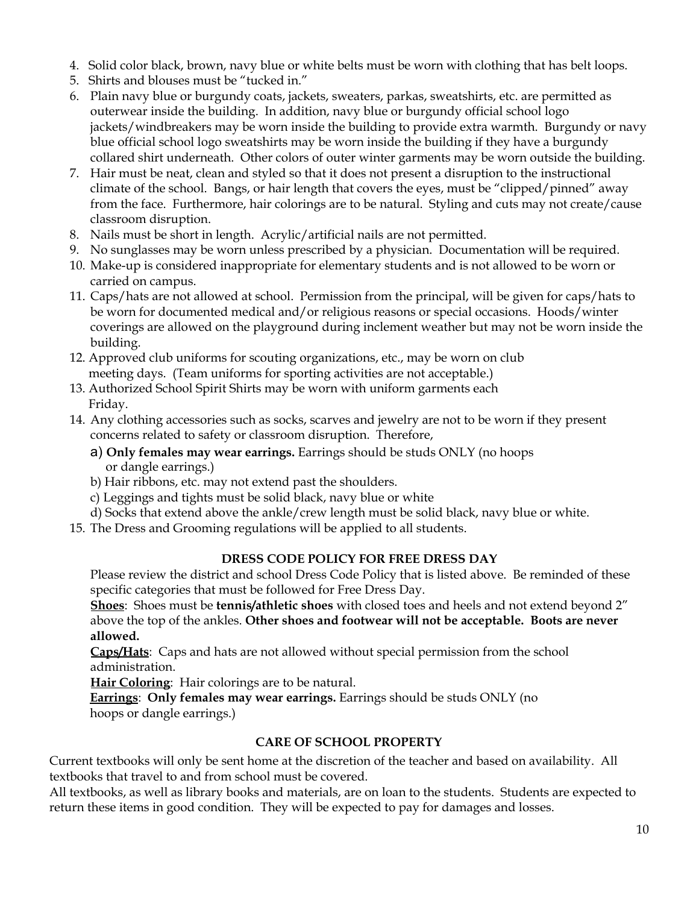4. Solid color black, brown, navy blue or white belts must be worn with clothing that has belt loops.
5. Shirts and blouses must be "tucked in."
6. Plain navy blue or burgundy coats, jackets, sweaters, parkas, sweatshirts, etc. are permitted as outerwear inside the building. In addition, navy blue or burgundy official school logo jackets/windbreakers may be worn inside the building to provide extra warmth. Burgundy or navy blue official school logo sweatshirts may be worn inside the building if they have a burgundy collared shirt underneath. Other colors of outer winter garments may be worn outside the building.
7. Hair must be neat, clean and styled so that it does not present a disruption to the instructional climate of the school. Bangs, or hair length that covers the eyes, must be "clipped/pinned" away from the face. Furthermore, hair colorings are to be natural. Styling and cuts may not create/cause classroom disruption.
8. Nails must be short in length. Acrylic/artificial nails are not permitted.
9. No sunglasses may be worn unless prescribed by a physician. Documentation will be required.
10. Make-up is considered inappropriate for elementary students and is not allowed to be worn or carried on campus.
11. Caps/hats are not allowed at school. Permission from the principal, will be given for caps/hats to be worn for documented medical and/or religious reasons or special occasions. Hoods/winter coverings are allowed on the playground during inclement weather but may not be worn inside the building.
12. Approved club uniforms for scouting organizations, etc., may be worn on club meeting days. (Team uniforms for sporting activities are not acceptable.)
13. Authorized School Spirit Shirts may be worn with uniform garments each Friday.
14. Any clothing accessories such as socks, scarves and jewelry are not to be worn if they present concerns related to safety or classroom disruption. Therefore,
    a) **Only females may wear earrings.** Earrings should be studs ONLY (no hoops or dangle earrings.)
    b) Hair ribbons, etc. may not extend past the shoulders.
    c) Leggings and tights must be solid black, navy blue or white
    d) Socks that extend above the ankle/crew length must be solid black, navy blue or white.
15. The Dress and Grooming regulations will be applied to all students.

### DRESS CODE POLICY FOR FREE DRESS DAY

Please review the district and school Dress Code Policy that is listed above. Be reminded of these specific categories that must be followed for Free Dress Day.

**Shoes**: Shoes must be **tennis/athletic shoes** with closed toes and heels and not extend beyond 2" above the top of the ankles. **Other shoes and footwear will not be acceptable. Boots are never allowed.**

**Caps/Hats**: Caps and hats are not allowed without special permission from the school administration.

**Hair Coloring**: Hair colorings are to be natural.

**Earrings**: **Only females may wear earrings.** Earrings should be studs ONLY (no hoops or dangle earrings.)

### CARE OF SCHOOL PROPERTY

Current textbooks will only be sent home at the discretion of the teacher and based on availability. All textbooks that travel to and from school must be covered.

All textbooks, as well as library books and materials, are on loan to the students. Students are expected to return these items in good condition. They will be expected to pay for damages and losses.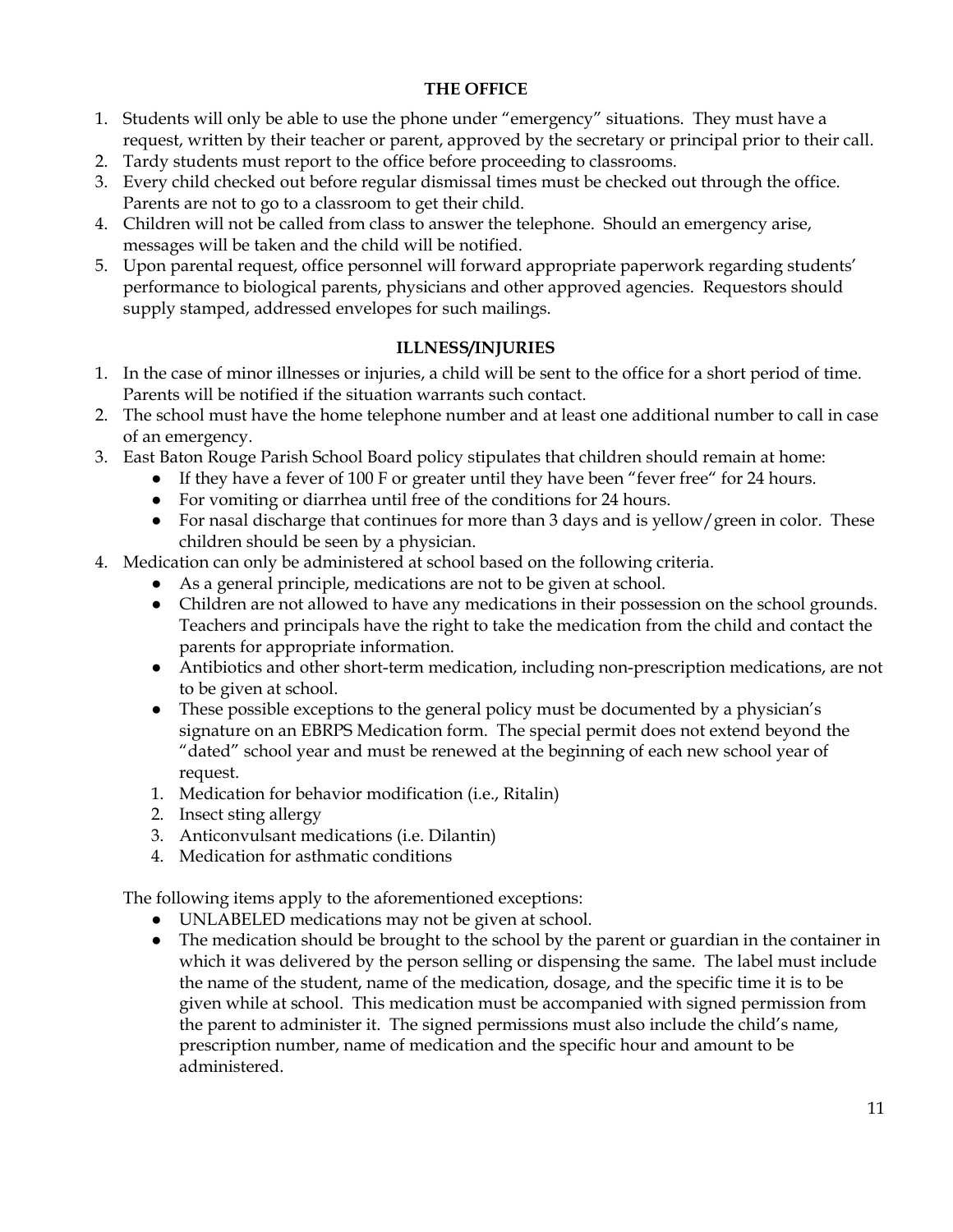## THE OFFICE

1. Students will only be able to use the phone under "emergency" situations. They must have a request, written by their teacher or parent, approved by the secretary or principal prior to their call.
2. Tardy students must report to the office before proceeding to classrooms.
3. Every child checked out before regular dismissal times must be checked out through the office. Parents are not to go to a classroom to get their child.
4. Children will not be called from class to answer the telephone. Should an emergency arise, messages will be taken and the child will be notified.
5. Upon parental request, office personnel will forward appropriate paperwork regarding students' performance to biological parents, physicians and other approved agencies. Requestors should supply stamped, addressed envelopes for such mailings.

## ILLNESS/INJURIES

1. In the case of minor illnesses or injuries, a child will be sent to the office for a short period of time. Parents will be notified if the situation warrants such contact.
2. The school must have the home telephone number and at least one additional number to call in case of an emergency.
3. East Baton Rouge Parish School Board policy stipulates that children should remain at home:
   - If they have a fever of 100 F or greater until they have been "fever free" for 24 hours.
   - For vomiting or diarrhea until free of the conditions for 24 hours.
   - For nasal discharge that continues for more than 3 days and is yellow/green in color. These children should be seen by a physician.
4. Medication can only be administered at school based on the following criteria.
   - As a general principle, medications are not to be given at school.
   - Children are not allowed to have any medications in their possession on the school grounds. Teachers and principals have the right to take the medication from the child and contact the parents for appropriate information.
   - Antibiotics and other short-term medication, including non-prescription medications, are not to be given at school.
   - These possible exceptions to the general policy must be documented by a physician's signature on an EBRPS Medication form. The special permit does not extend beyond the "dated" school year and must be renewed at the beginning of each new school year of request.

   1. Medication for behavior modification (i.e., Ritalin)
   2. Insect sting allergy
   3. Anticonvulsant medications (i.e. Dilantin)
   4. Medication for asthmatic conditions

   The following items apply to the aforementioned exceptions:

   - UNLABELED medications may not be given at school.
   - The medication should be brought to the school by the parent or guardian in the container in which it was delivered by the person selling or dispensing the same. The label must include the name of the student, name of the medication, dosage, and the specific time it is to be given while at school. This medication must be accompanied with signed permission from the parent to administer it. The signed permissions must also include the child's name, prescription number, name of medication and the specific hour and amount to be administered.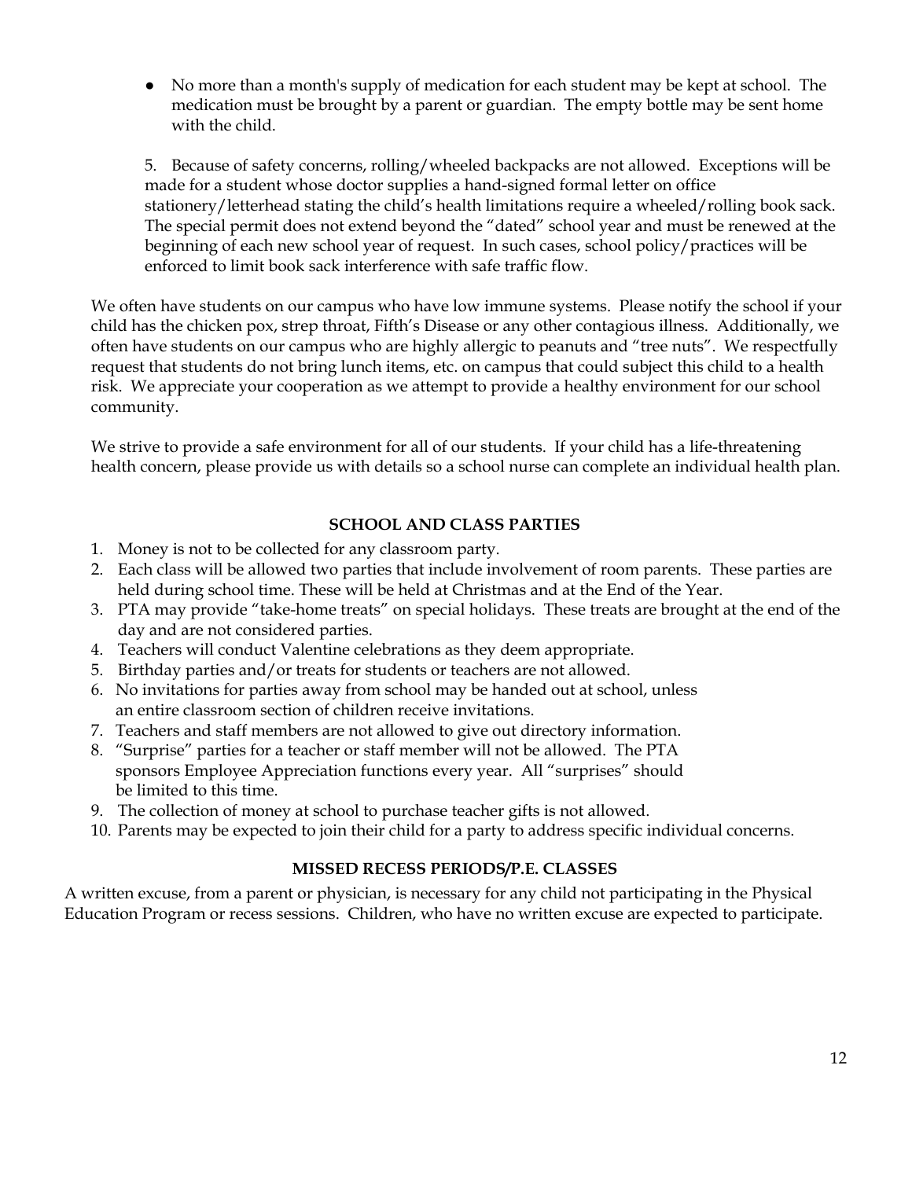- No more than a month's supply of medication for each student may be kept at school. The medication must be brought by a parent or guardian. The empty bottle may be sent home with the child.

5. Because of safety concerns, rolling/wheeled backpacks are not allowed. Exceptions will be made for a student whose doctor supplies a hand-signed formal letter on office stationery/letterhead stating the child's health limitations require a wheeled/rolling book sack. The special permit does not extend beyond the "dated" school year and must be renewed at the beginning of each new school year of request. In such cases, school policy/practices will be enforced to limit book sack interference with safe traffic flow.

We often have students on our campus who have low immune systems. Please notify the school if your child has the chicken pox, strep throat, Fifth's Disease or any other contagious illness. Additionally, we often have students on our campus who are highly allergic to peanuts and "tree nuts". We respectfully request that students do not bring lunch items, etc. on campus that could subject this child to a health risk. We appreciate your cooperation as we attempt to provide a healthy environment for our school community.

We strive to provide a safe environment for all of our students. If your child has a life-threatening health concern, please provide us with details so a school nurse can complete an individual health plan.

## SCHOOL AND CLASS PARTIES

1. Money is not to be collected for any classroom party.
2. Each class will be allowed two parties that include involvement of room parents. These parties are held during school time. These will be held at Christmas and at the End of the Year.
3. PTA may provide "take-home treats" on special holidays. These treats are brought at the end of the day and are not considered parties.
4. Teachers will conduct Valentine celebrations as they deem appropriate.
5. Birthday parties and/or treats for students or teachers are not allowed.
6. No invitations for parties away from school may be handed out at school, unless an entire classroom section of children receive invitations.
7. Teachers and staff members are not allowed to give out directory information.
8. "Surprise" parties for a teacher or staff member will not be allowed. The PTA sponsors Employee Appreciation functions every year. All "surprises" should be limited to this time.
9. The collection of money at school to purchase teacher gifts is not allowed.
10. Parents may be expected to join their child for a party to address specific individual concerns.

## MISSED RECESS PERIODS/P.E. CLASSES

A written excuse, from a parent or physician, is necessary for any child not participating in the Physical Education Program or recess sessions. Children, who have no written excuse are expected to participate.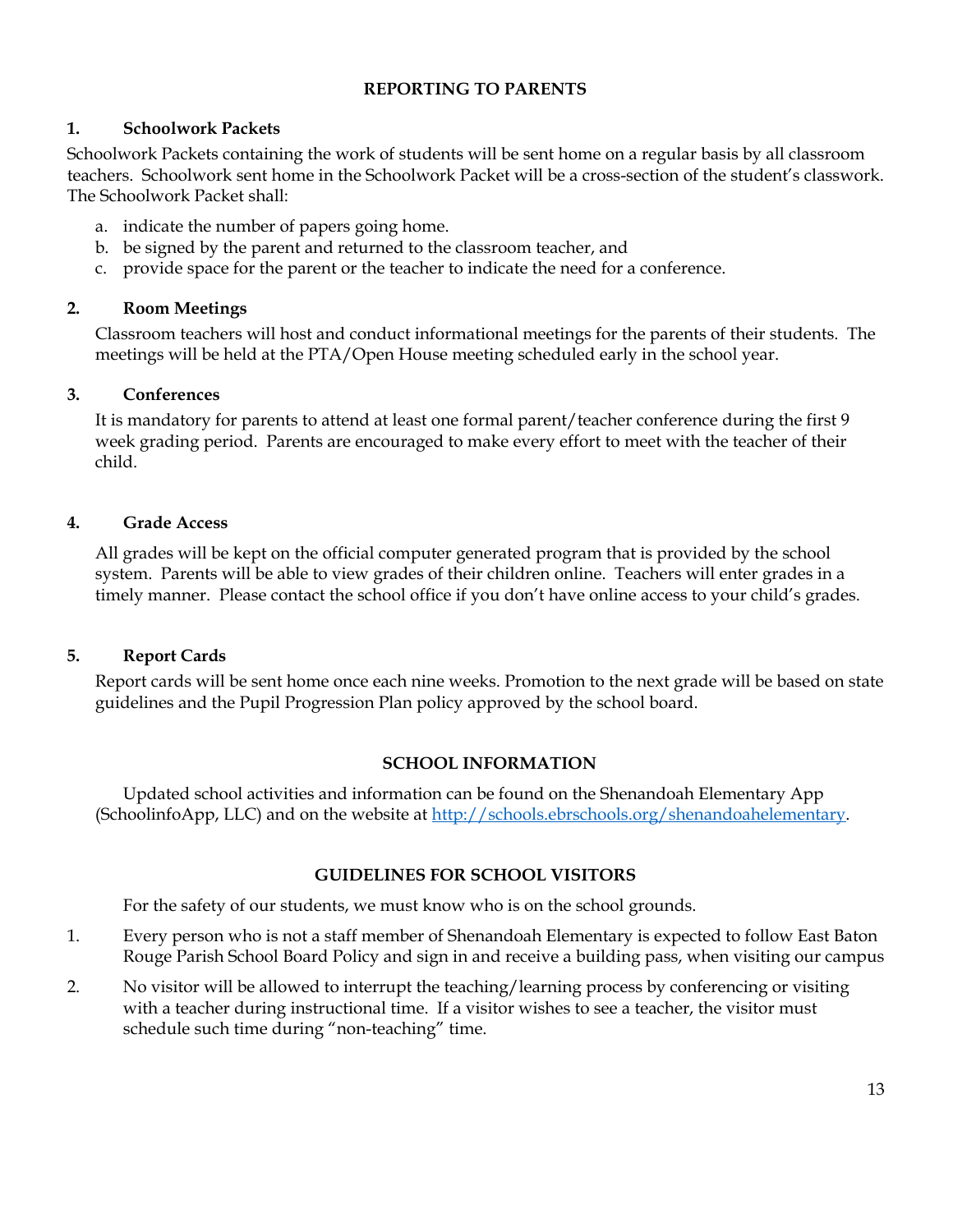## REPORTING TO PARENTS

### 1. Schoolwork Packets

Schoolwork Packets containing the work of students will be sent home on a regular basis by all classroom teachers. Schoolwork sent home in the Schoolwork Packet will be a cross-section of the student's classwork. The Schoolwork Packet shall:

a. indicate the number of papers going home.
b. be signed by the parent and returned to the classroom teacher, and
c. provide space for the parent or the teacher to indicate the need for a conference.

### 2. Room Meetings

Classroom teachers will host and conduct informational meetings for the parents of their students. The meetings will be held at the PTA/Open House meeting scheduled early in the school year.

### 3. Conferences

It is mandatory for parents to attend at least one formal parent/teacher conference during the first 9 week grading period. Parents are encouraged to make every effort to meet with the teacher of their child.

### 4. Grade Access

All grades will be kept on the official computer generated program that is provided by the school system. Parents will be able to view grades of their children online. Teachers will enter grades in a timely manner. Please contact the school office if you don't have online access to your child's grades.

### 5. Report Cards

Report cards will be sent home once each nine weeks. Promotion to the next grade will be based on state guidelines and the Pupil Progression Plan policy approved by the school board.

## SCHOOL INFORMATION

Updated school activities and information can be found on the Shenandoah Elementary App (SchoolinfoApp, LLC) and on the website at [http://schools.ebrschools.org/shenandoahelementary](http://schools.ebrschools.org/shenandoahelementary).

## GUIDELINES FOR SCHOOL VISITORS

For the safety of our students, we must know who is on the school grounds.

1. Every person who is not a staff member of Shenandoah Elementary is expected to follow East Baton Rouge Parish School Board Policy and sign in and receive a building pass, when visiting our campus
2. No visitor will be allowed to interrupt the teaching/learning process by conferencing or visiting with a teacher during instructional time. If a visitor wishes to see a teacher, the visitor must schedule such time during "non-teaching" time.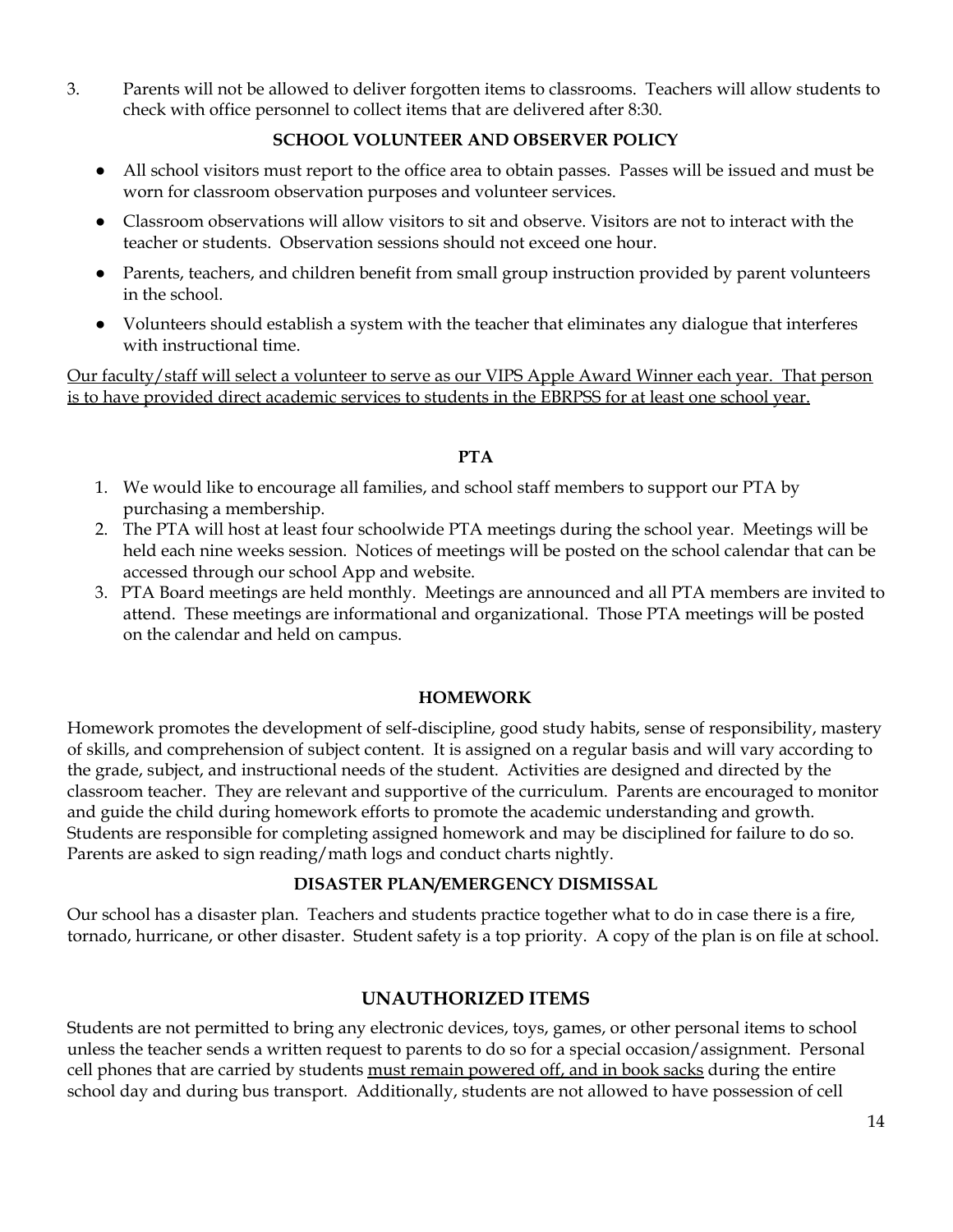3. Parents will not be allowed to deliver forgotten items to classrooms. Teachers will allow students to check with office personnel to collect items that are delivered after 8:30.

## SCHOOL VOLUNTEER AND OBSERVER POLICY

- All school visitors must report to the office area to obtain passes. Passes will be issued and must be worn for classroom observation purposes and volunteer services.
- Classroom observations will allow visitors to sit and observe. Visitors are not to interact with the teacher or students. Observation sessions should not exceed one hour.
- Parents, teachers, and children benefit from small group instruction provided by parent volunteers in the school.
- Volunteers should establish a system with the teacher that eliminates any dialogue that interferes with instructional time.

<u>Our faculty/staff will select a volunteer to serve as our VIPS Apple Award Winner each year. That person is to have provided direct academic services to students in the EBRPSS for at least one school year.</u>

## PTA

1. We would like to encourage all families, and school staff members to support our PTA by purchasing a membership.
2. The PTA will host at least four schoolwide PTA meetings during the school year. Meetings will be held each nine weeks session. Notices of meetings will be posted on the school calendar that can be accessed through our school App and website.
3. PTA Board meetings are held monthly. Meetings are announced and all PTA members are invited to attend. These meetings are informational and organizational. Those PTA meetings will be posted on the calendar and held on campus.

## HOMEWORK

Homework promotes the development of self-discipline, good study habits, sense of responsibility, mastery of skills, and comprehension of subject content. It is assigned on a regular basis and will vary according to the grade, subject, and instructional needs of the student. Activities are designed and directed by the classroom teacher. They are relevant and supportive of the curriculum. Parents are encouraged to monitor and guide the child during homework efforts to promote the academic understanding and growth. Students are responsible for completing assigned homework and may be disciplined for failure to do so. Parents are asked to sign reading/math logs and conduct charts nightly.

## DISASTER PLAN/EMERGENCY DISMISSAL

Our school has a disaster plan. Teachers and students practice together what to do in case there is a fire, tornado, hurricane, or other disaster. Student safety is a top priority. A copy of the plan is on file at school.

## UNAUTHORIZED ITEMS

Students are not permitted to bring any electronic devices, toys, games, or other personal items to school unless the teacher sends a written request to parents to do so for a special occasion/assignment. Personal cell phones that are carried by students <u>must remain powered off, and in book sacks</u> during the entire school day and during bus transport. Additionally, students are not allowed to have possession of cell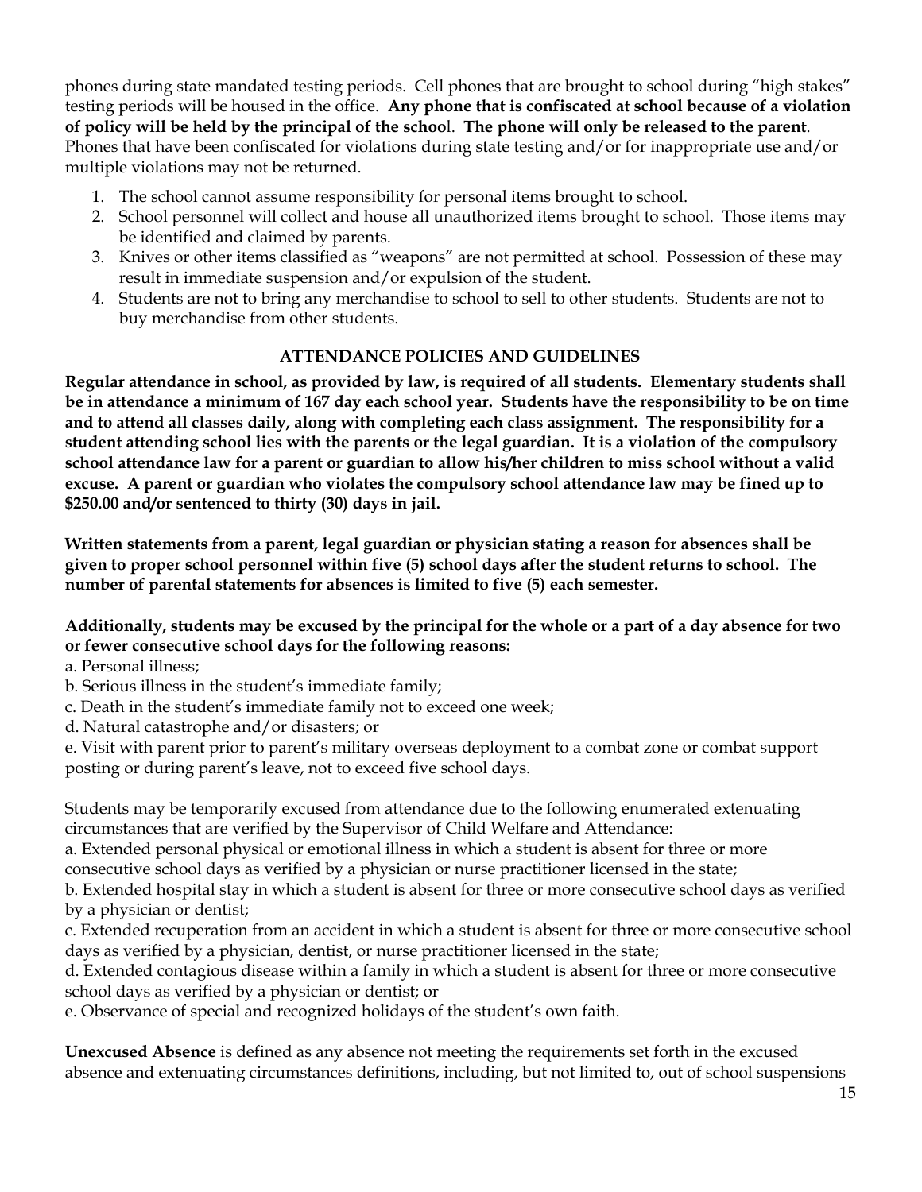phones during state mandated testing periods. Cell phones that are brought to school during "high stakes" testing periods will be housed in the office. **Any phone that is confiscated at school because of a violation of policy will be held by the principal of the school**. **The phone will only be released to the parent**. Phones that have been confiscated for violations during state testing and/or for inappropriate use and/or multiple violations may not be returned.

1. The school cannot assume responsibility for personal items brought to school.
2. School personnel will collect and house all unauthorized items brought to school. Those items may be identified and claimed by parents.
3. Knives or other items classified as "weapons" are not permitted at school. Possession of these may result in immediate suspension and/or expulsion of the student.
4. Students are not to bring any merchandise to school to sell to other students. Students are not to buy merchandise from other students.

## ATTENDANCE POLICIES AND GUIDELINES

**Regular attendance in school, as provided by law, is required of all students. Elementary students shall be in attendance a minimum of 167 day each school year. Students have the responsibility to be on time and to attend all classes daily, along with completing each class assignment. The responsibility for a student attending school lies with the parents or the legal guardian. It is a violation of the compulsory school attendance law for a parent or guardian to allow his/her children to miss school without a valid excuse. A parent or guardian who violates the compulsory school attendance law may be fined up to $250.00 and/or sentenced to thirty (30) days in jail.**

**Written statements from a parent, legal guardian or physician stating a reason for absences shall be given to proper school personnel within five (5) school days after the student returns to school. The number of parental statements for absences is limited to five (5) each semester.**

**Additionally, students may be excused by the principal for the whole or a part of a day absence for two or fewer consecutive school days for the following reasons:**

a. Personal illness;
b. Serious illness in the student's immediate family;
c. Death in the student's immediate family not to exceed one week;
d. Natural catastrophe and/or disasters; or
e. Visit with parent prior to parent's military overseas deployment to a combat zone or combat support posting or during parent's leave, not to exceed five school days.

Students may be temporarily excused from attendance due to the following enumerated extenuating circumstances that are verified by the Supervisor of Child Welfare and Attendance:

a. Extended personal physical or emotional illness in which a student is absent for three or more consecutive school days as verified by a physician or nurse practitioner licensed in the state;
b. Extended hospital stay in which a student is absent for three or more consecutive school days as verified by a physician or dentist;
c. Extended recuperation from an accident in which a student is absent for three or more consecutive school days as verified by a physician, dentist, or nurse practitioner licensed in the state;
d. Extended contagious disease within a family in which a student is absent for three or more consecutive school days as verified by a physician or dentist; or
e. Observance of special and recognized holidays of the student's own faith.

**Unexcused Absence** is defined as any absence not meeting the requirements set forth in the excused absence and extenuating circumstances definitions, including, but not limited to, out of school suspensions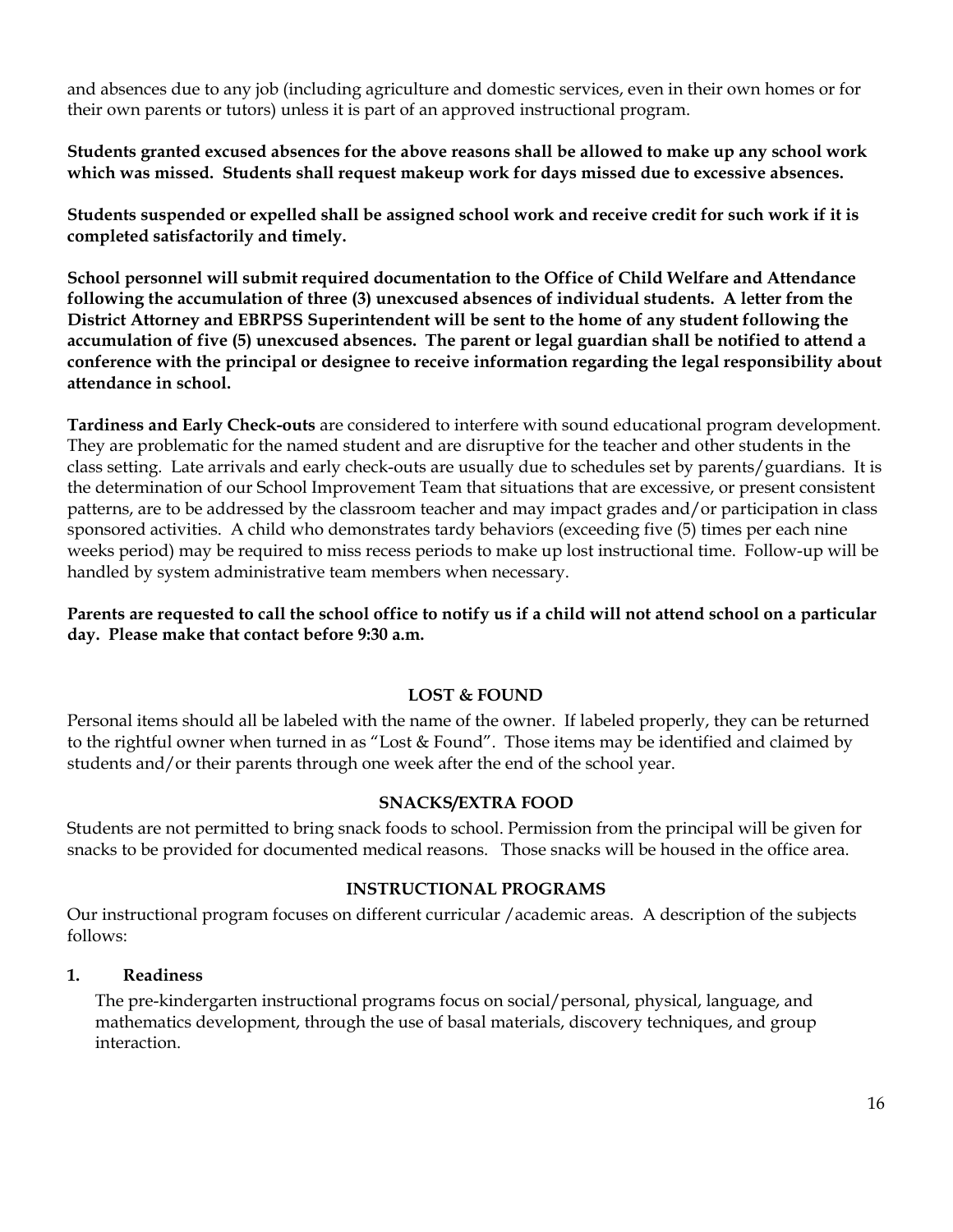and absences due to any job (including agriculture and domestic services, even in their own homes or for their own parents or tutors) unless it is part of an approved instructional program.

**Students granted excused absences for the above reasons shall be allowed to make up any school work which was missed. Students shall request makeup work for days missed due to excessive absences.**

**Students suspended or expelled shall be assigned school work and receive credit for such work if it is completed satisfactorily and timely.**

**School personnel will submit required documentation to the Office of Child Welfare and Attendance following the accumulation of three (3) unexcused absences of individual students. A letter from the District Attorney and EBRPSS Superintendent will be sent to the home of any student following the accumulation of five (5) unexcused absences. The parent or legal guardian shall be notified to attend a conference with the principal or designee to receive information regarding the legal responsibility about attendance in school.**

**Tardiness and Early Check-outs** are considered to interfere with sound educational program development. They are problematic for the named student and are disruptive for the teacher and other students in the class setting. Late arrivals and early check-outs are usually due to schedules set by parents/guardians. It is the determination of our School Improvement Team that situations that are excessive, or present consistent patterns, are to be addressed by the classroom teacher and may impact grades and/or participation in class sponsored activities. A child who demonstrates tardy behaviors (exceeding five (5) times per each nine weeks period) may be required to miss recess periods to make up lost instructional time. Follow-up will be handled by system administrative team members when necessary.

**Parents are requested to call the school office to notify us if a child will not attend school on a particular day. Please make that contact before 9:30 a.m.**

## LOST & FOUND

Personal items should all be labeled with the name of the owner. If labeled properly, they can be returned to the rightful owner when turned in as "Lost & Found". Those items may be identified and claimed by students and/or their parents through one week after the end of the school year.

## SNACKS/EXTRA FOOD

Students are not permitted to bring snack foods to school. Permission from the principal will be given for snacks to be provided for documented medical reasons. Those snacks will be housed in the office area.

## INSTRUCTIONAL PROGRAMS

Our instructional program focuses on different curricular /academic areas. A description of the subjects follows:

**1. Readiness**

The pre-kindergarten instructional programs focus on social/personal, physical, language, and mathematics development, through the use of basal materials, discovery techniques, and group interaction.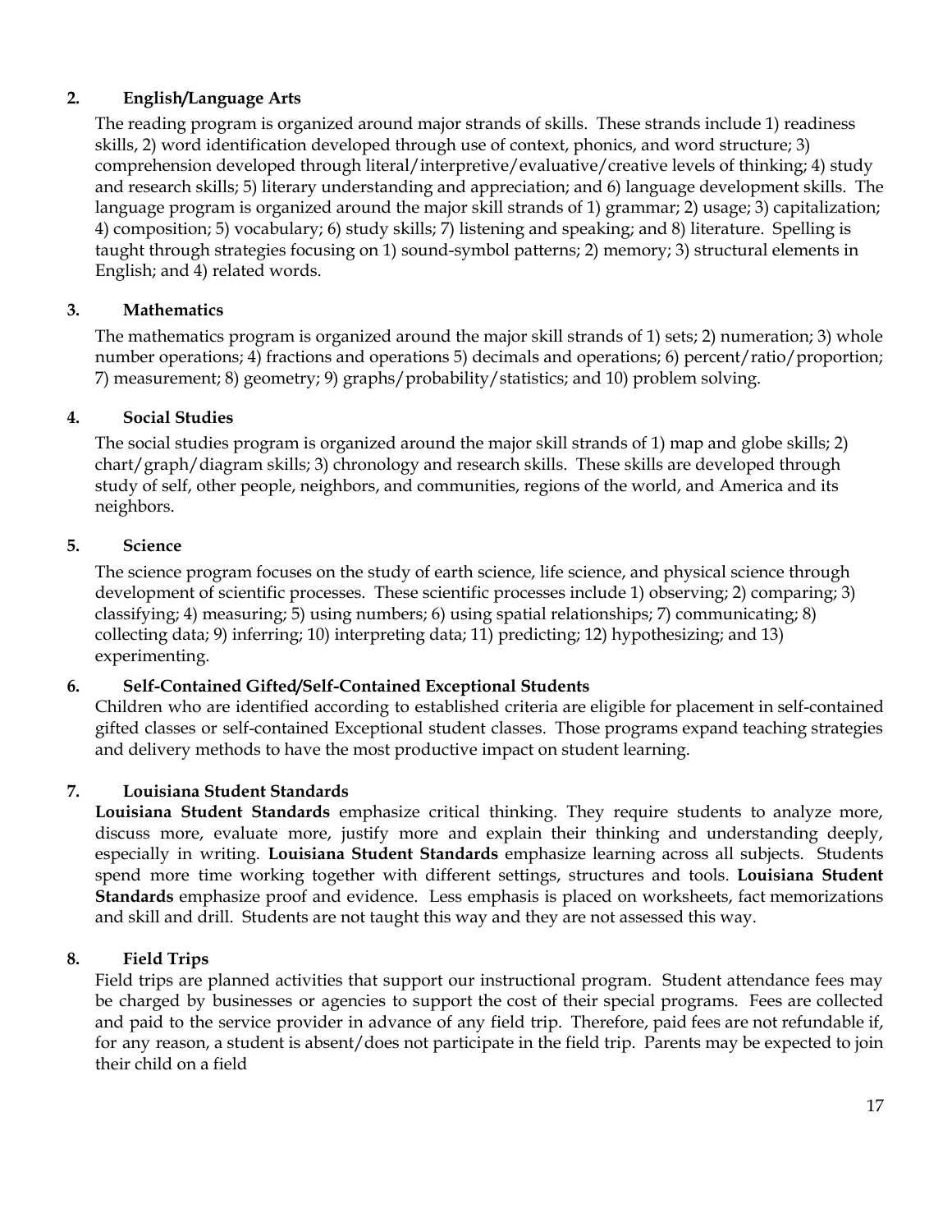**2. English/Language Arts**

The reading program is organized around major strands of skills. These strands include 1) readiness skills, 2) word identification developed through use of context, phonics, and word structure; 3) comprehension developed through literal/interpretive/evaluative/creative levels of thinking; 4) study and research skills; 5) literary understanding and appreciation; and 6) language development skills. The language program is organized around the major skill strands of 1) grammar; 2) usage; 3) capitalization; 4) composition; 5) vocabulary; 6) study skills; 7) listening and speaking; and 8) literature. Spelling is taught through strategies focusing on 1) sound-symbol patterns; 2) memory; 3) structural elements in English; and 4) related words.

**3. Mathematics**

The mathematics program is organized around the major skill strands of 1) sets; 2) numeration; 3) whole number operations; 4) fractions and operations 5) decimals and operations; 6) percent/ratio/proportion; 7) measurement; 8) geometry; 9) graphs/probability/statistics; and 10) problem solving.

**4. Social Studies**

The social studies program is organized around the major skill strands of 1) map and globe skills; 2) chart/graph/diagram skills; 3) chronology and research skills. These skills are developed through study of self, other people, neighbors, and communities, regions of the world, and America and its neighbors.

**5. Science**

The science program focuses on the study of earth science, life science, and physical science through development of scientific processes. These scientific processes include 1) observing; 2) comparing; 3) classifying; 4) measuring; 5) using numbers; 6) using spatial relationships; 7) communicating; 8) collecting data; 9) inferring; 10) interpreting data; 11) predicting; 12) hypothesizing; and 13) experimenting.

**6. Self-Contained Gifted/Self-Contained Exceptional Students**

Children who are identified according to established criteria are eligible for placement in self-contained gifted classes or self-contained Exceptional student classes. Those programs expand teaching strategies and delivery methods to have the most productive impact on student learning.

**7. Louisiana Student Standards**

**Louisiana Student Standards** emphasize critical thinking. They require students to analyze more, discuss more, evaluate more, justify more and explain their thinking and understanding deeply, especially in writing. **Louisiana Student Standards** emphasize learning across all subjects. Students spend more time working together with different settings, structures and tools. **Louisiana Student Standards** emphasize proof and evidence. Less emphasis is placed on worksheets, fact memorizations and skill and drill. Students are not taught this way and they are not assessed this way.

**8. Field Trips**

Field trips are planned activities that support our instructional program. Student attendance fees may be charged by businesses or agencies to support the cost of their special programs. Fees are collected and paid to the service provider in advance of any field trip. Therefore, paid fees are not refundable if, for any reason, a student is absent/does not participate in the field trip. Parents may be expected to join their child on a field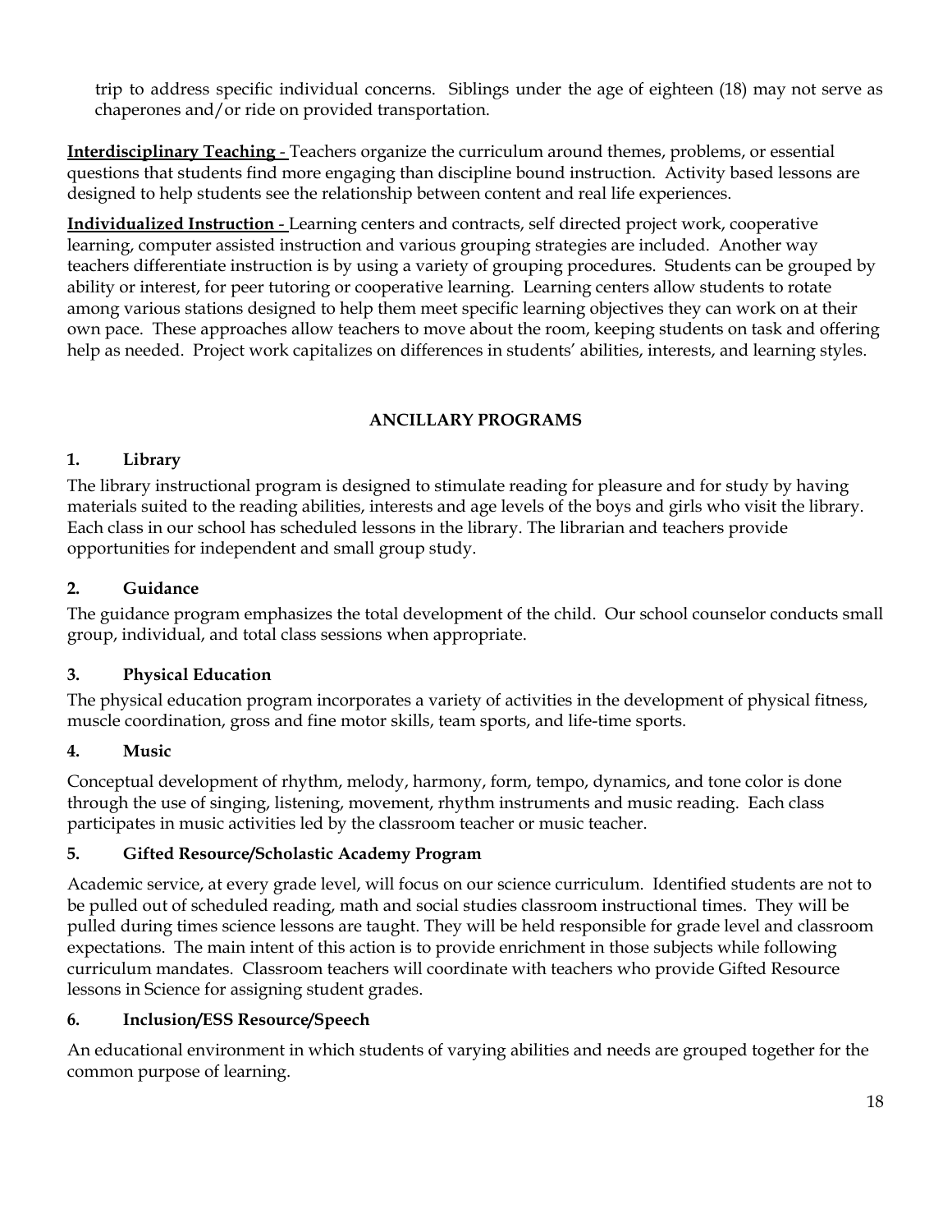trip to address specific individual concerns. Siblings under the age of eighteen (18) may not serve as chaperones and/or ride on provided transportation.

**Interdisciplinary Teaching** - Teachers organize the curriculum around themes, problems, or essential questions that students find more engaging than discipline bound instruction. Activity based lessons are designed to help students see the relationship between content and real life experiences.

**Individualized Instruction** - Learning centers and contracts, self directed project work, cooperative learning, computer assisted instruction and various grouping strategies are included. Another way teachers differentiate instruction is by using a variety of grouping procedures. Students can be grouped by ability or interest, for peer tutoring or cooperative learning. Learning centers allow students to rotate among various stations designed to help them meet specific learning objectives they can work on at their own pace. These approaches allow teachers to move about the room, keeping students on task and offering help as needed. Project work capitalizes on differences in students' abilities, interests, and learning styles.

## ANCILLARY PROGRAMS

### 1. Library

The library instructional program is designed to stimulate reading for pleasure and for study by having materials suited to the reading abilities, interests and age levels of the boys and girls who visit the library. Each class in our school has scheduled lessons in the library. The librarian and teachers provide opportunities for independent and small group study.

### 2. Guidance

The guidance program emphasizes the total development of the child. Our school counselor conducts small group, individual, and total class sessions when appropriate.

### 3. Physical Education

The physical education program incorporates a variety of activities in the development of physical fitness, muscle coordination, gross and fine motor skills, team sports, and life-time sports.

### 4. Music

Conceptual development of rhythm, melody, harmony, form, tempo, dynamics, and tone color is done through the use of singing, listening, movement, rhythm instruments and music reading. Each class participates in music activities led by the classroom teacher or music teacher.

### 5. Gifted Resource/Scholastic Academy Program

Academic service, at every grade level, will focus on our science curriculum. Identified students are not to be pulled out of scheduled reading, math and social studies classroom instructional times. They will be pulled during times science lessons are taught. They will be held responsible for grade level and classroom expectations. The main intent of this action is to provide enrichment in those subjects while following curriculum mandates. Classroom teachers will coordinate with teachers who provide Gifted Resource lessons in Science for assigning student grades.

### 6. Inclusion/ESS Resource/Speech

An educational environment in which students of varying abilities and needs are grouped together for the common purpose of learning.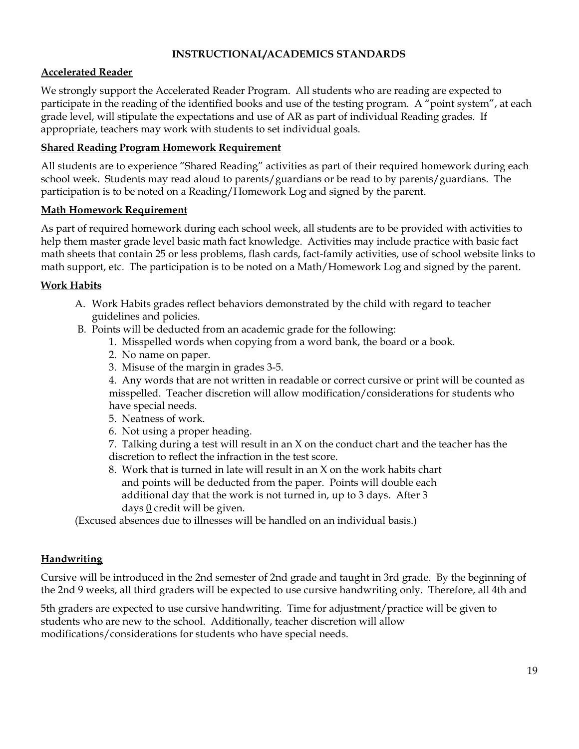## INSTRUCTIONAL/ACADEMICS STANDARDS

### Accelerated Reader

We strongly support the Accelerated Reader Program. All students who are reading are expected to participate in the reading of the identified books and use of the testing program. A "point system", at each grade level, will stipulate the expectations and use of AR as part of individual Reading grades. If appropriate, teachers may work with students to set individual goals.

### Shared Reading Program Homework Requirement

All students are to experience "Shared Reading" activities as part of their required homework during each school week. Students may read aloud to parents/guardians or be read to by parents/guardians. The participation is to be noted on a Reading/Homework Log and signed by the parent.

### Math Homework Requirement

As part of required homework during each school week, all students are to be provided with activities to help them master grade level basic math fact knowledge. Activities may include practice with basic fact math sheets that contain 25 or less problems, flash cards, fact-family activities, use of school website links to math support, etc. The participation is to be noted on a Math/Homework Log and signed by the parent.

### Work Habits

A. Work Habits grades reflect behaviors demonstrated by the child with regard to teacher guidelines and policies.

B. Points will be deducted from an academic grade for the following:

1. Misspelled words when copying from a word bank, the board or a book.
2. No name on paper.
3. Misuse of the margin in grades 3-5.
4. Any words that are not written in readable or correct cursive or print will be counted as misspelled. Teacher discretion will allow modification/considerations for students who have special needs.
5. Neatness of work.
6. Not using a proper heading.
7. Talking during a test will result in an X on the conduct chart and the teacher has the discretion to reflect the infraction in the test score.
8. Work that is turned in late will result in an X on the work habits chart and points will be deducted from the paper. Points will double each additional day that the work is not turned in, up to 3 days. After 3 days <u>0</u> credit will be given.

(Excused absences due to illnesses will be handled on an individual basis.)

### Handwriting

Cursive will be introduced in the 2nd semester of 2nd grade and taught in 3rd grade. By the beginning of the 2nd 9 weeks, all third graders will be expected to use cursive handwriting only. Therefore, all 4th and 5th graders are expected to use cursive handwriting. Time for adjustment/practice will be given to students who are new to the school. Additionally, teacher discretion will allow modifications/considerations for students who have special needs.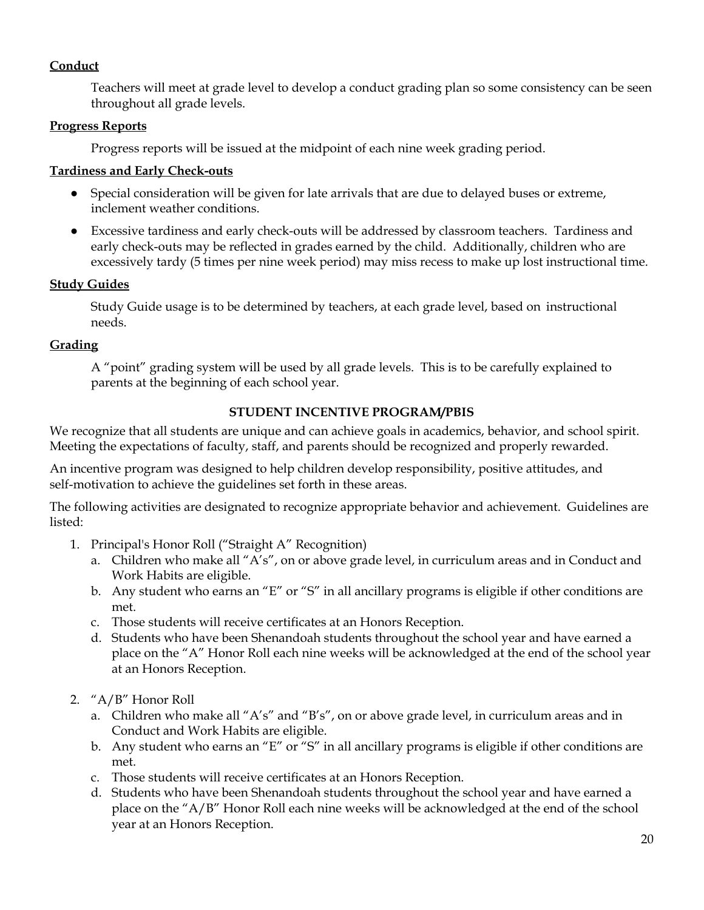**Conduct**

Teachers will meet at grade level to develop a conduct grading plan so some consistency can be seen throughout all grade levels.

**Progress Reports**

Progress reports will be issued at the midpoint of each nine week grading period.

**Tardiness and Early Check-outs**

- Special consideration will be given for late arrivals that are due to delayed buses or extreme, inclement weather conditions.
- Excessive tardiness and early check-outs will be addressed by classroom teachers. Tardiness and early check-outs may be reflected in grades earned by the child. Additionally, children who are excessively tardy (5 times per nine week period) may miss recess to make up lost instructional time.

**Study Guides**

Study Guide usage is to be determined by teachers, at each grade level, based on instructional needs.

**Grading**

A "point" grading system will be used by all grade levels. This is to be carefully explained to parents at the beginning of each school year.

## STUDENT INCENTIVE PROGRAM/PBIS

We recognize that all students are unique and can achieve goals in academics, behavior, and school spirit. Meeting the expectations of faculty, staff, and parents should be recognized and properly rewarded.

An incentive program was designed to help children develop responsibility, positive attitudes, and self-motivation to achieve the guidelines set forth in these areas.

The following activities are designated to recognize appropriate behavior and achievement. Guidelines are listed:

1. Principal's Honor Roll ("Straight A" Recognition)
   a. Children who make all "A's", on or above grade level, in curriculum areas and in Conduct and Work Habits are eligible.
   b. Any student who earns an "E" or "S" in all ancillary programs is eligible if other conditions are met.
   c. Those students will receive certificates at an Honors Reception.
   d. Students who have been Shenandoah students throughout the school year and have earned a place on the "A" Honor Roll each nine weeks will be acknowledged at the end of the school year at an Honors Reception.

2. "A/B" Honor Roll
   a. Children who make all "A's" and "B's", on or above grade level, in curriculum areas and in Conduct and Work Habits are eligible.
   b. Any student who earns an "E" or "S" in all ancillary programs is eligible if other conditions are met.
   c. Those students will receive certificates at an Honors Reception.
   d. Students who have been Shenandoah students throughout the school year and have earned a place on the "A/B" Honor Roll each nine weeks will be acknowledged at the end of the school year at an Honors Reception.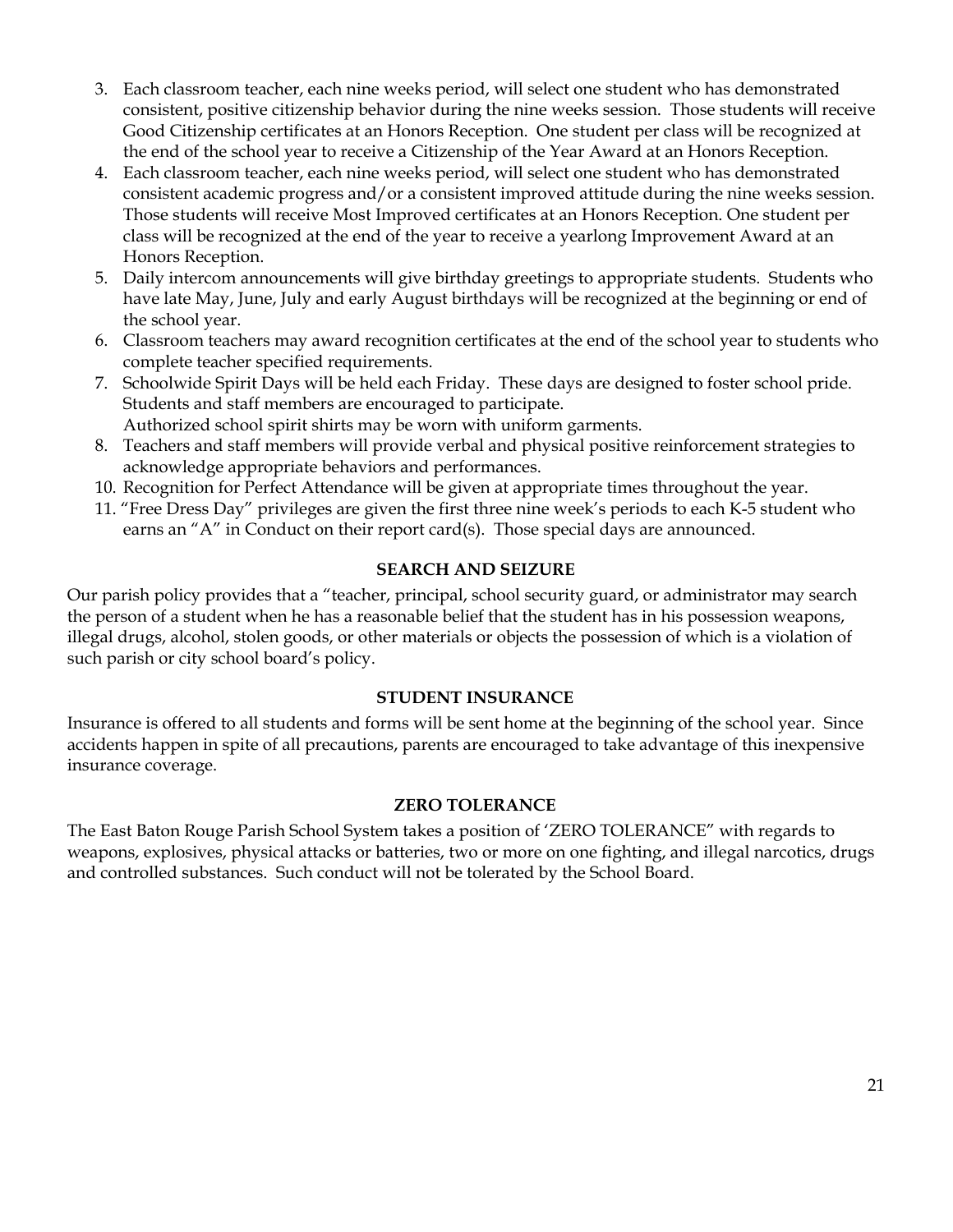3. Each classroom teacher, each nine weeks period, will select one student who has demonstrated consistent, positive citizenship behavior during the nine weeks session. Those students will receive Good Citizenship certificates at an Honors Reception. One student per class will be recognized at the end of the school year to receive a Citizenship of the Year Award at an Honors Reception.
4. Each classroom teacher, each nine weeks period, will select one student who has demonstrated consistent academic progress and/or a consistent improved attitude during the nine weeks session. Those students will receive Most Improved certificates at an Honors Reception. One student per class will be recognized at the end of the year to receive a yearlong Improvement Award at an Honors Reception.
5. Daily intercom announcements will give birthday greetings to appropriate students. Students who have late May, June, July and early August birthdays will be recognized at the beginning or end of the school year.
6. Classroom teachers may award recognition certificates at the end of the school year to students who complete teacher specified requirements.
7. Schoolwide Spirit Days will be held each Friday. These days are designed to foster school pride. Students and staff members are encouraged to participate.
   Authorized school spirit shirts may be worn with uniform garments.
8. Teachers and staff members will provide verbal and physical positive reinforcement strategies to acknowledge appropriate behaviors and performances.
10. Recognition for Perfect Attendance will be given at appropriate times throughout the year.
11. "Free Dress Day" privileges are given the first three nine week's periods to each K-5 student who earns an "A" in Conduct on their report card(s). Those special days are announced.

### SEARCH AND SEIZURE

Our parish policy provides that a "teacher, principal, school security guard, or administrator may search the person of a student when he has a reasonable belief that the student has in his possession weapons, illegal drugs, alcohol, stolen goods, or other materials or objects the possession of which is a violation of such parish or city school board's policy.

### STUDENT INSURANCE

Insurance is offered to all students and forms will be sent home at the beginning of the school year. Since accidents happen in spite of all precautions, parents are encouraged to take advantage of this inexpensive insurance coverage.

### ZERO TOLERANCE

The East Baton Rouge Parish School System takes a position of 'ZERO TOLERANCE" with regards to weapons, explosives, physical attacks or batteries, two or more on one fighting, and illegal narcotics, drugs and controlled substances. Such conduct will not be tolerated by the School Board.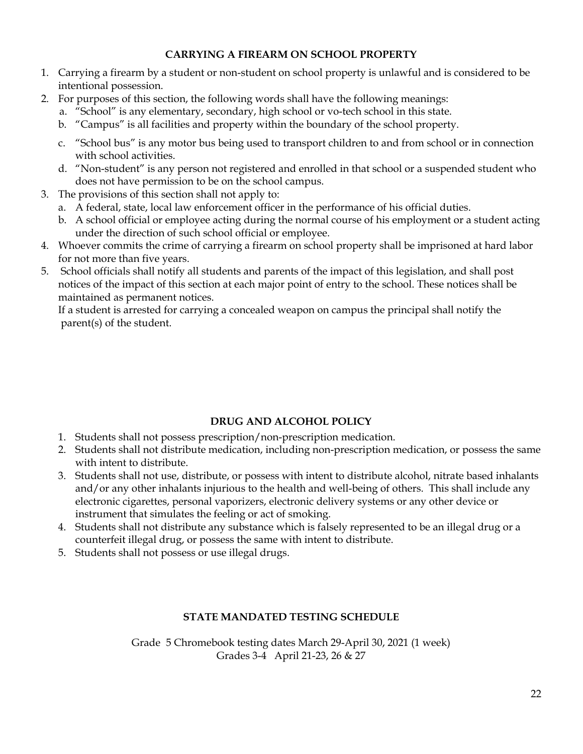## CARRYING A FIREARM ON SCHOOL PROPERTY

1. Carrying a firearm by a student or non-student on school property is unlawful and is considered to be intentional possession.
2. For purposes of this section, the following words shall have the following meanings:
   a. "School" is any elementary, secondary, high school or vo-tech school in this state.
   b. "Campus" is all facilities and property within the boundary of the school property.
   c. "School bus" is any motor bus being used to transport children to and from school or in connection with school activities.
   d. "Non-student" is any person not registered and enrolled in that school or a suspended student who does not have permission to be on the school campus.
3. The provisions of this section shall not apply to:
   a. A federal, state, local law enforcement officer in the performance of his official duties.
   b. A school official or employee acting during the normal course of his employment or a student acting under the direction of such school official or employee.
4. Whoever commits the crime of carrying a firearm on school property shall be imprisoned at hard labor for not more than five years.
5. School officials shall notify all students and parents of the impact of this legislation, and shall post notices of the impact of this section at each major point of entry to the school. These notices shall be maintained as permanent notices.
   If a student is arrested for carrying a concealed weapon on campus the principal shall notify the parent(s) of the student.

## DRUG AND ALCOHOL POLICY

1. Students shall not possess prescription/non-prescription medication.
2. Students shall not distribute medication, including non-prescription medication, or possess the same with intent to distribute.
3. Students shall not use, distribute, or possess with intent to distribute alcohol, nitrate based inhalants and/or any other inhalants injurious to the health and well-being of others. This shall include any electronic cigarettes, personal vaporizers, electronic delivery systems or any other device or instrument that simulates the feeling or act of smoking.
4. Students shall not distribute any substance which is falsely represented to be an illegal drug or a counterfeit illegal drug, or possess the same with intent to distribute.
5. Students shall not possess or use illegal drugs.

## STATE MANDATED TESTING SCHEDULE

Grade 5 Chromebook testing dates March 29-April 30, 2021 (1 week)

Grades 3-4 April 21-23, 26 & 27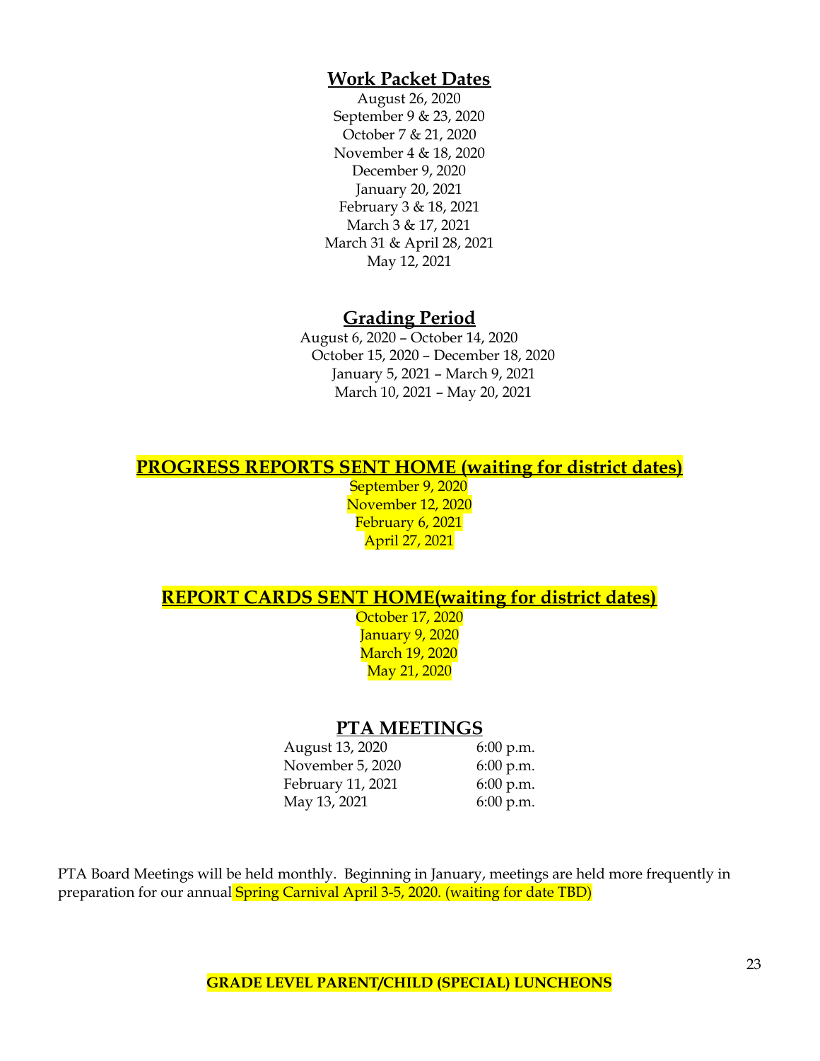## Work Packet Dates

August 26, 2020
September 9 & 23, 2020
October 7 & 21, 2020
November 4 & 18, 2020
December 9, 2020
January 20, 2021
February 3 & 18, 2021
March 3 & 17, 2021
March 31 & April 28, 2021
May 12, 2021

## Grading Period

August 6, 2020 – October 14, 2020
October 15, 2020 – December 18, 2020
January 5, 2021 – March 9, 2021
March 10, 2021 – May 20, 2021

## PROGRESS REPORTS SENT HOME (waiting for district dates)

September 9, 2020
November 12, 2020
February 6, 2021
April 27, 2021

## REPORT CARDS SENT HOME(waiting for district dates)

October 17, 2020
January 9, 2020
March 19, 2020
May 21, 2020

## PTA MEETINGS

| | |
|---|---|
| August 13, 2020 | 6:00 p.m. |
| November 5, 2020 | 6:00 p.m. |
| February 11, 2021 | 6:00 p.m. |
| May 13, 2021 | 6:00 p.m. |

PTA Board Meetings will be held monthly. Beginning in January, meetings are held more frequently in preparation for our annual Spring Carnival April 3-5, 2020. (waiting for date TBD)

**GRADE LEVEL PARENT/CHILD (SPECIAL) LUNCHEONS**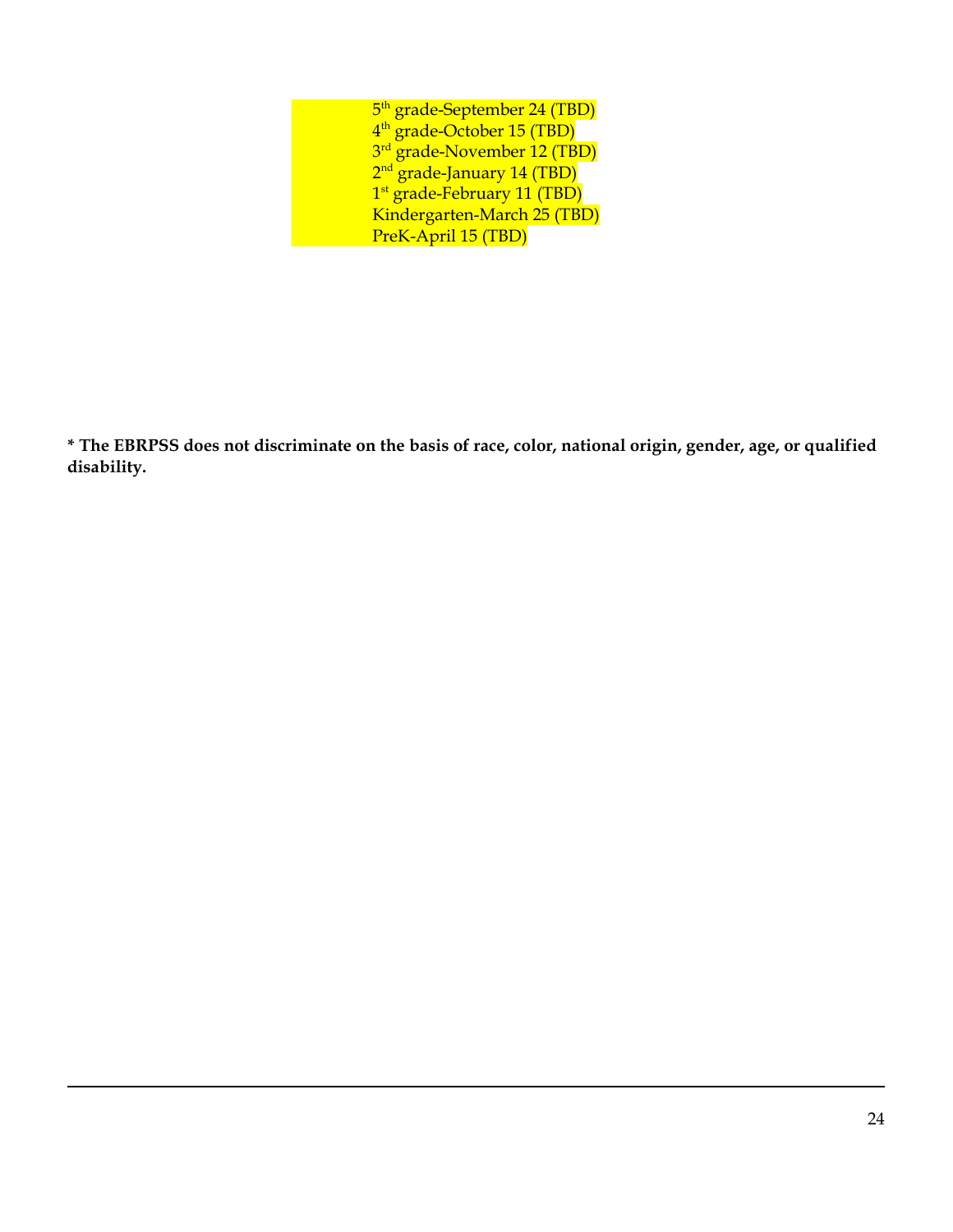5th grade-September 24 (TBD)
4th grade-October 15 (TBD)
3rd grade-November 12 (TBD)
2nd grade-January 14 (TBD)
1st grade-February 11 (TBD)
Kindergarten-March 25 (TBD)
PreK-April 15 (TBD)

**\* The EBRPSS does not discriminate on the basis of race, color, national origin, gender, age, or qualified disability.**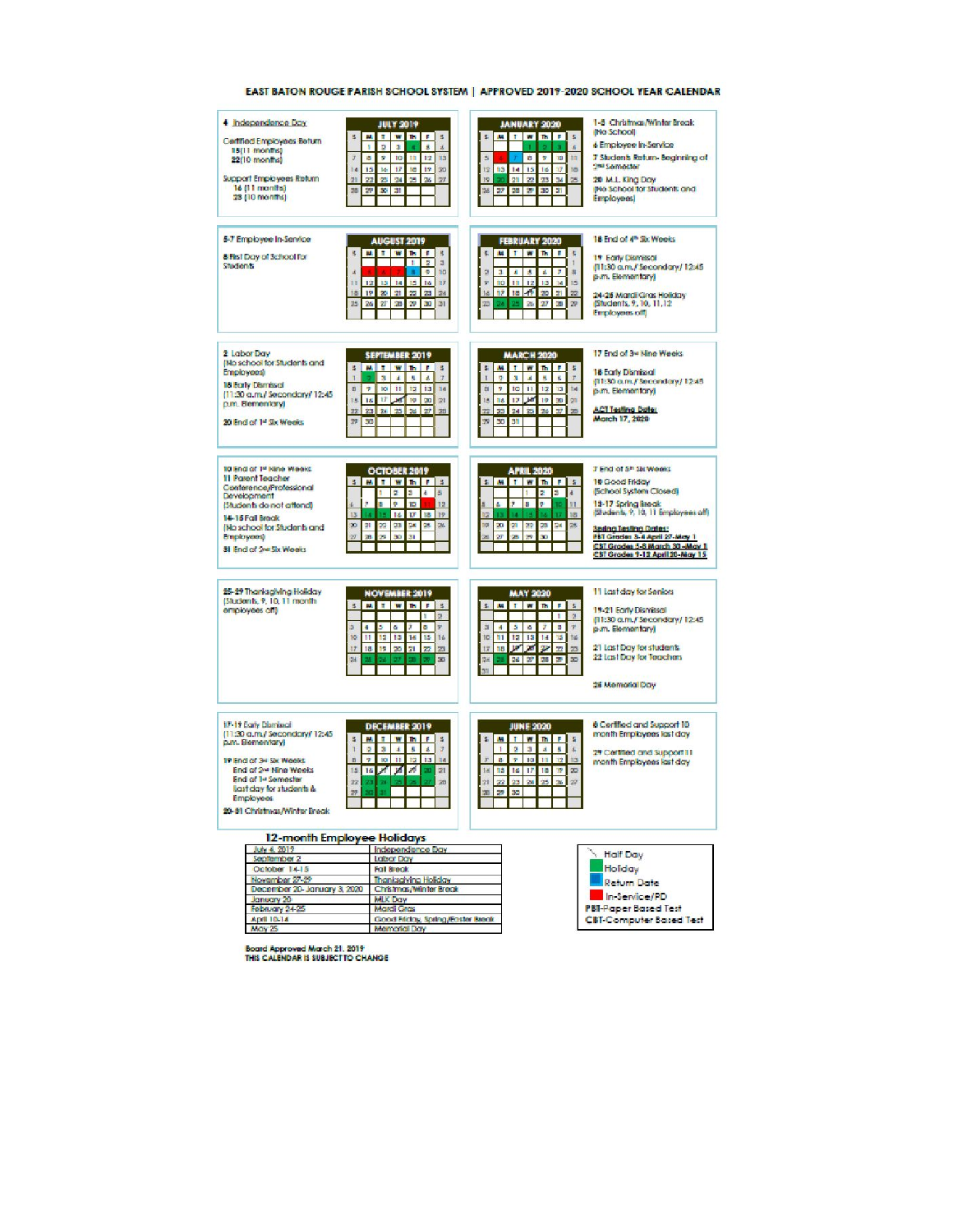# EAST BATON ROUGE PARISH SCHOOL SYSTEM | APPROVED 2019-2020 SCHOOL YEAR CALENDAR

## JULY 2019

4 Independence Day

Certified Employees Return
15 (11 months)
22 (10 months)

Support Employees Return
16 (11 months)
23 (10 months)

| S | M | T | W | Th | F | S |
|---|---|---|---|---|---|---|
| | 1 | 2 | 3 | 4 | 5 | 6 |
| 7 | 8 | 9 | 10 | 11 | 12 | 13 |
| 14 | 15 | 16 | 17 | 18 | 19 | 20 |
| 21 | 22 | 23 | 24 | 25 | 26 | 27 |
| 28 | 29 | 30 | 31 | | | |

## JANUARY 2020

1-3 Christmas/Winter Break (No School)

6 Employee In-Service

7 Students Return- Beginning of 2nd Semester

20 M.L. King Day (No school for students and Employees)

| S | M | T | W | Th | F | S |
|---|---|---|---|---|---|---|
| | | | 1 | 2 | 3 | 4 |
| 5 | 6 | 7 | 8 | 9 | 10 | 11 |
| 12 | 13 | 14 | 15 | 16 | 17 | 18 |
| 19 | 20 | 21 | 22 | 23 | 24 | 25 |
| 26 | 27 | 28 | 29 | 30 | 31 | |

## AUGUST 2019

5-7 Employee In-Service

8 First Day of School for Students

| S | M | T | W | Th | F | S |
|---|---|---|---|---|---|---|
| | | | | 1 | 2 | 3 |
| 4 | 5 | 6 | 7 | 8 | 9 | 10 |
| 11 | 12 | 13 | 14 | 15 | 16 | 17 |
| 18 | 19 | 20 | 21 | 22 | 23 | 24 |
| 25 | 26 | 27 | 28 | 29 | 30 | 31 |

## FEBRUARY 2020

18 End of 4th Six Weeks

19 Early Dismissal (11:30 a.m./ Secondary/ 12:45 p.m. Elementary)

24-25 Mardi Gras Holiday (Students, 9, 10, 11, 12 Employees off)

| S | M | T | W | Th | F | S |
|---|---|---|---|---|---|---|
| | | | | | | 1 |
| 2 | 3 | 4 | 5 | 6 | 7 | 8 |
| 9 | 10 | 11 | 12 | 13 | 14 | 15 |
| 16 | 17 | 18 | 19 | 20 | 21 | 22 |
| 23 | 24 | 25 | 26 | 27 | 28 | 29 |

## SEPTEMBER 2019

2 Labor Day (No school for Students and Employees)

18 Early Dismissal (11:30 a.m./ Secondary/ 12:45 p.m. Elementary)

20 End of 1st Six Weeks

| S | M | T | W | Th | F | S |
|---|---|---|---|---|---|---|
| 1 | 2 | 3 | 4 | 5 | 6 | 7 |
| 8 | 9 | 10 | 11 | 12 | 13 | 14 |
| 15 | 16 | 17 | 18 | 19 | 20 | 21 |
| 22 | 23 | 24 | 25 | 26 | 27 | 28 |
| 29 | 30 | | | | | |

## MARCH 2020

17 End of 3rd Nine Weeks

18 Early Dismissal (11:30 a.m./ Secondary/ 12:45 p.m. Elementary)

**ACT Testing Date:**
March 17, 2020

| S | M | T | W | Th | F | S |
|---|---|---|---|---|---|---|
| 1 | 2 | 3 | 4 | 5 | 6 | 7 |
| 8 | 9 | 10 | 11 | 12 | 13 | 14 |
| 15 | 16 | 17 | 18 | 19 | 20 | 21 |
| 22 | 23 | 24 | 25 | 26 | 27 | 28 |
| 29 | 30 | 31 | | | | |

## OCTOBER 2019

10 End of 1st Nine Weeks

11 Parent Teacher Conference/Professional Development (Students do not attend)

14-15 Fall Break (No school for Students and Employees)

31 End of 2nd Six Weeks

| S | M | T | W | Th | F | S |
|---|---|---|---|---|---|---|
| | | 1 | 2 | 3 | 4 | 5 |
| 6 | 7 | 8 | 9 | 10 | 11 | 12 |
| 13 | 14 | 15 | 16 | 17 | 18 | 19 |
| 20 | 21 | 22 | 23 | 24 | 25 | 26 |
| 27 | 28 | 29 | 30 | 31 | | |

## APRIL 2020

7 End of 5th Six Weeks

10 Good Friday (School System Closed)

13-17 Spring Break (Students, 9, 10, 11 Employees off)

**Spring Testing Dates:**
**PBT Grades 3-4 April 27-May 1**
**CBT Grades 5-8 March 30-May 1**
**CBT Grades 9-12 April 20-May 15**

| S | M | T | W | Th | F | S |
|---|---|---|---|---|---|---|
| | | | 1 | 2 | 3 | 4 |
| 5 | 6 | 7 | 8 | 9 | 10 | 11 |
| 12 | 13 | 14 | 15 | 16 | 17 | 18 |
| 19 | 20 | 21 | 22 | 23 | 24 | 25 |
| 26 | 27 | 28 | 29 | 30 | | |

## NOVEMBER 2019

25-29 Thanksgiving Holiday (Students, 9, 10, 11 month employees off)

| S | M | T | W | Th | F | S |
|---|---|---|---|---|---|---|
| | | | | | 1 | 2 |
| 3 | 4 | 5 | 6 | 7 | 8 | 9 |
| 10 | 11 | 12 | 13 | 14 | 15 | 16 |
| 17 | 18 | 19 | 20 | 21 | 22 | 23 |
| 24 | 25 | 26 | 27 | 28 | 29 | 30 |

## MAY 2020

11 Last day for Seniors

19-21 Early Dismissal (11:30 a.m./ Secondary/ 12:45 p.m. Elementary)

21 Last Day for students
22 Last Day for Teachers

25 Memorial Day

| S | M | T | W | Th | F | S |
|---|---|---|---|---|---|---|
| | | | | | 1 | 2 |
| 3 | 4 | 5 | 6 | 7 | 8 | 9 |
| 10 | 11 | 12 | 13 | 14 | 15 | 16 |
| 17 | 18 | 19 | 20 | 21 | 22 | 23 |
| 24 | 25 | 26 | 27 | 28 | 29 | 30 |
| 31 | | | | | | |

## DECEMBER 2019

17-19 Early Dismissal (11:30 a.m./ Secondary/ 12:45 p.m. Elementary)

19 End of 3rd Six Weeks
End of 2nd Nine Weeks
End of 1st Semester
Last day for students & Employees

20-31 Christmas/Winter Break

| S | M | T | W | Th | F | S |
|---|---|---|---|---|---|---|
| 1 | 2 | 3 | 4 | 5 | 6 | 7 |
| 8 | 9 | 10 | 11 | 12 | 13 | 14 |
| 15 | 16 | 17 | 18 | 19 | 20 | 21 |
| 22 | 23 | 24 | 25 | 26 | 27 | 28 |
| 29 | 30 | 31 | | | | |

## JUNE 2020

6 Certified and Support 10 month Employees last day

29 Certified and Support 11 month Employees last day

| S | M | T | W | Th | F | S |
|---|---|---|---|---|---|---|
| | 1 | 2 | 3 | 4 | 5 | 6 |
| 7 | 8 | 9 | 10 | 11 | 12 | 13 |
| 14 | 15 | 16 | 17 | 18 | 19 | 20 |
| 21 | 22 | 23 | 24 | 25 | 26 | 27 |
| 28 | 29 | 30 | | | | |

## 12-month Employee Holidays

| Date | Holiday |
|---|---|
| July 4, 2019 | Independence Day |
| September 2 | Labor Day |
| October 14-15 | Fall Break |
| November 27-29 | Thanksgiving Holiday |
| December 20- January 3, 2020 | Christmas/Winter Break |
| January 20 | MLK Day |
| February 24-25 | Mardi Gras |
| April 10-14 | Good Friday, Spring/Easter Break |
| May 25 | Memorial Day |

**Legend:**
- Half Day
- Holiday
- Return Date
- In-Service/PD
- PBT-Paper Based Test
- CBT-Computer Based Test

Board Approved March 21, 2019
THIS CALENDAR IS SUBJECT TO CHANGE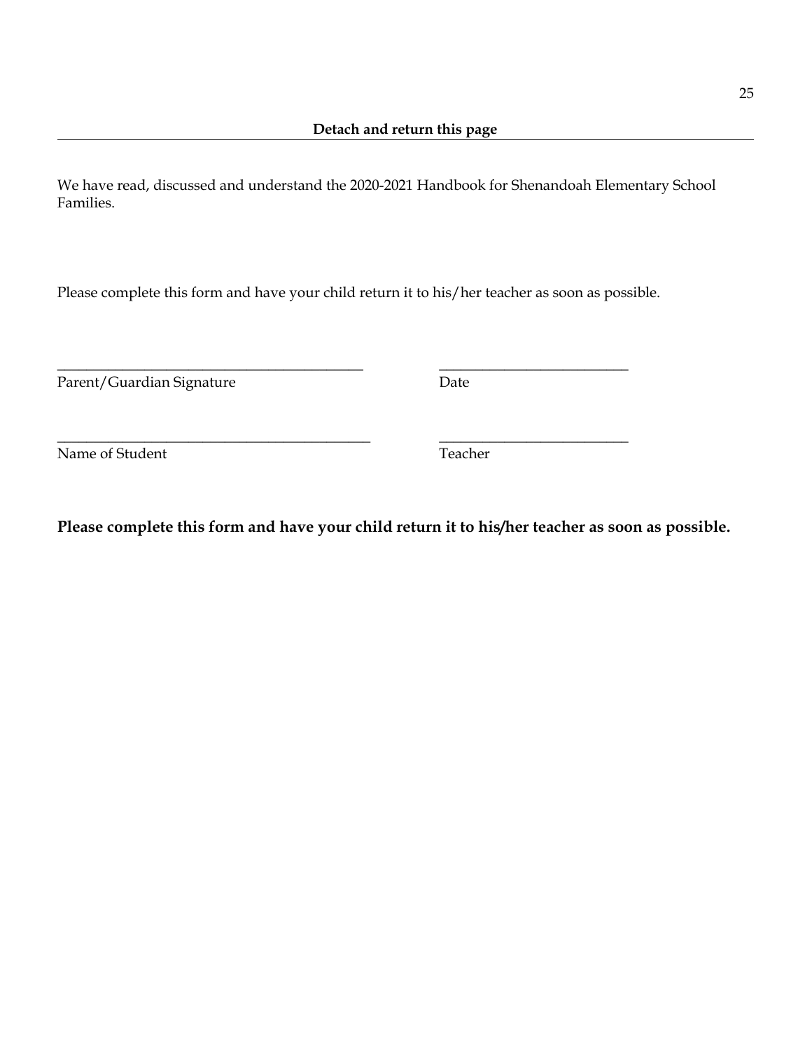**Detach and return this page**

---

We have read, discussed and understand the 2020-2021 Handbook for Shenandoah Elementary School Families.

Please complete this form and have your child return it to his/her teacher as soon as possible.

\_\_\_\_\_\_\_\_\_\_\_\_\_\_\_\_\_\_\_\_\_\_\_\_\_\_\_\_\_\_\_\_\_\_\_\_\_\_\_\_\_\_ \_\_\_\_\_\_\_\_\_\_\_\_\_\_\_\_\_\_\_\_\_\_\_\_\_\_
Parent/Guardian Signature Date

\_\_\_\_\_\_\_\_\_\_\_\_\_\_\_\_\_\_\_\_\_\_\_\_\_\_\_\_\_\_\_\_\_\_\_\_\_\_\_\_\_\_ \_\_\_\_\_\_\_\_\_\_\_\_\_\_\_\_\_\_\_\_\_\_\_\_\_\_
Name of Student Teacher

**Please complete this form and have your child return it to his/her teacher as soon as possible.**